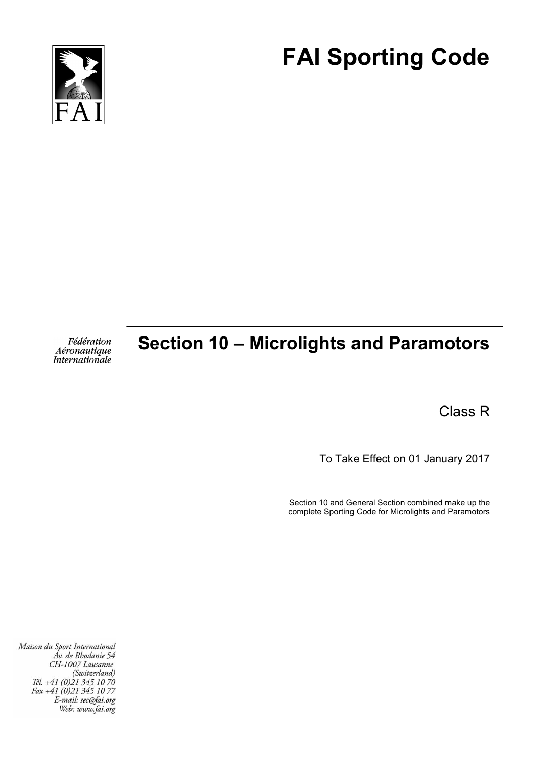FAI

# FAI Sporting Code

*Fédération Aéronautique Internationale*

## Section 10 – Microlights and Paramotors

Class R

To Take Effect on 01 January 2017

Section 10 and General Section combined make up the complete Sporting Code for Microlights and Paramotors

*Maison du Sport International*
*Av. de Rhodanie 54*
*CH-1007 Lausanne*
*(Switzerland)*
*Tél. +41 (0)21 345 10 70*
*Fax +41 (0)21 345 10 77*
*E-mail: sec@fai.org*
*Web: www.fai.org*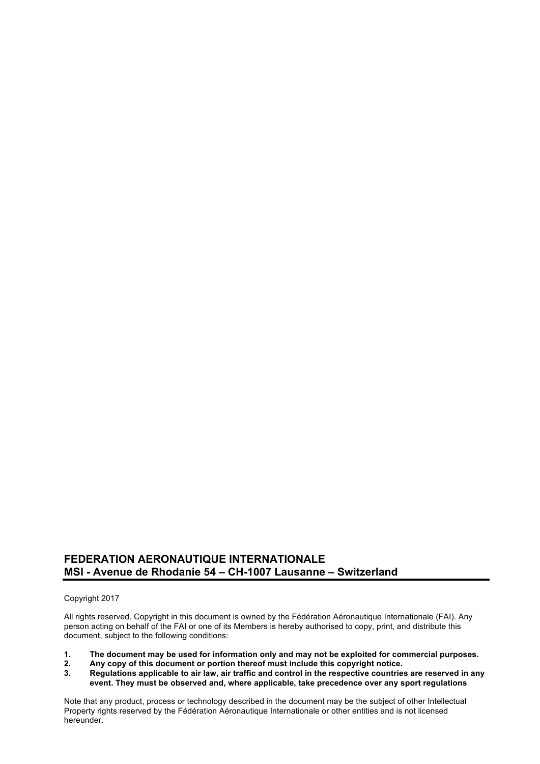**FEDERATION AERONAUTIQUE INTERNATIONALE**
**MSI - Avenue de Rhodanie 54 – CH-1007 Lausanne – Switzerland**

Copyright 2017

All rights reserved. Copyright in this document is owned by the Fédération Aéronautique Internationale (FAI). Any person acting on behalf of the FAI or one of its Members is hereby authorised to copy, print, and distribute this document, subject to the following conditions:

1. **The document may be used for information only and may not be exploited for commercial purposes.**
2. **Any copy of this document or portion thereof must include this copyright notice.**
3. **Regulations applicable to air law, air traffic and control in the respective countries are reserved in any event. They must be observed and, where applicable, take precedence over any sport regulations**

Note that any product, process or technology described in the document may be the subject of other Intellectual Property rights reserved by the Fédération Aéronautique Internationale or other entities and is not licensed hereunder.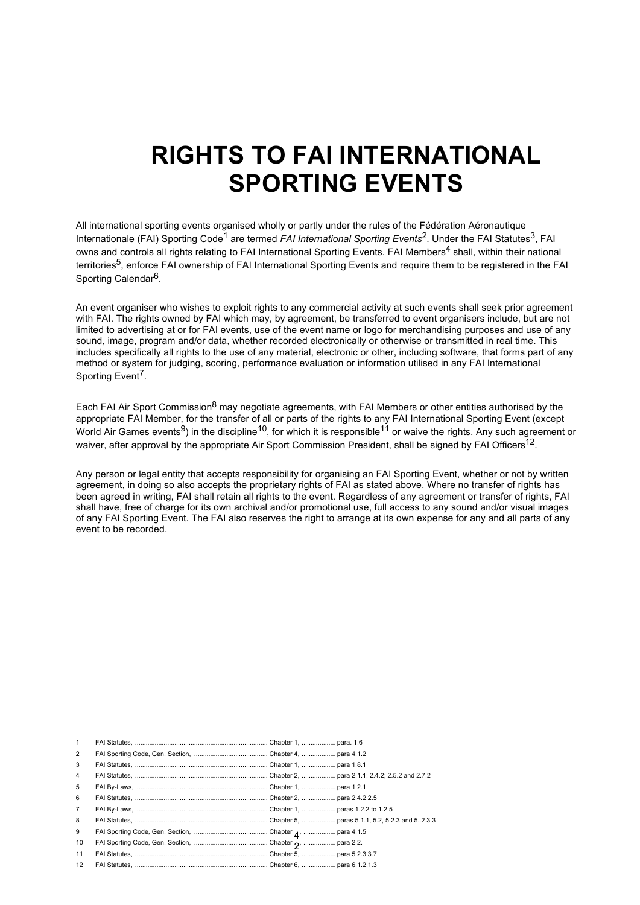# RIGHTS TO FAI INTERNATIONAL SPORTING EVENTS

All international sporting events organised wholly or partly under the rules of the Fédération Aéronautique Internationale (FAI) Sporting Code[1] are termed *FAI International Sporting Events*[2]. Under the FAI Statutes[3], FAI owns and controls all rights relating to FAI International Sporting Events. FAI Members[4] shall, within their national territories[5], enforce FAI ownership of FAI International Sporting Events and require them to be registered in the FAI Sporting Calendar[6].

An event organiser who wishes to exploit rights to any commercial activity at such events shall seek prior agreement with FAI. The rights owned by FAI which may, by agreement, be transferred to event organisers include, but are not limited to advertising at or for FAI events, use of the event name or logo for merchandising purposes and use of any sound, image, program and/or data, whether recorded electronically or otherwise or transmitted in real time. This includes specifically all rights to the use of any material, electronic or other, including software, that forms part of any method or system for judging, scoring, performance evaluation or information utilised in any FAI International Sporting Event[7].

Each FAI Air Sport Commission[8] may negotiate agreements, with FAI Members or other entities authorised by the appropriate FAI Member, for the transfer of all or parts of the rights to any FAI International Sporting Event (except World Air Games events[9]) in the discipline[10], for which it is responsible[11] or waive the rights. Any such agreement or waiver, after approval by the appropriate Air Sport Commission President, shall be signed by FAI Officers[12].

Any person or legal entity that accepts responsibility for organising an FAI Sporting Event, whether or not by written agreement, in doing so also accepts the proprietary rights of FAI as stated above. Where no transfer of rights has been agreed in writing, FAI shall retain all rights to the event. Regardless of any agreement or transfer of rights, FAI shall have, free of charge for its own archival and/or promotional use, full access to any sound and/or visual images of any FAI Sporting Event. The FAI also reserves the right to arrange at its own expense for any and all parts of any event to be recorded.

---

1 FAI Statutes, ........ Chapter 1, ........ para. 1.6
2 FAI Sporting Code, Gen. Section, ........ Chapter 4, ........ para 4.1.2
3 FAI Statutes, ........ Chapter 1, ........ para 1.8.1
4 FAI Statutes, ........ Chapter 2, ........ para 2.1.1; 2.4.2; 2.5.2 and 2.7.2
5 FAI By-Laws, ........ Chapter 1, ........ para 1.2.1
6 FAI Statutes, ........ Chapter 2, ........ para 2.4.2.2.5
7 FAI By-Laws, ........ Chapter 1, ........ paras 1.2.2 to 1.2.5
8 FAI Statutes, ........ Chapter 5, ........ paras 5.1.1, 5.2, 5.2.3 and 5..2.3.3
9 FAI Sporting Code, Gen. Section, ........ Chapter 4, ........ para 4.1.5
10 FAI Sporting Code, Gen. Section, ........ Chapter 2, ........ para 2.2.
11 FAI Statutes, ........ Chapter 5, ........ para 5.2.3.3.7
12 FAI Statutes, ........ Chapter 6, ........ para 6.1.2.1.3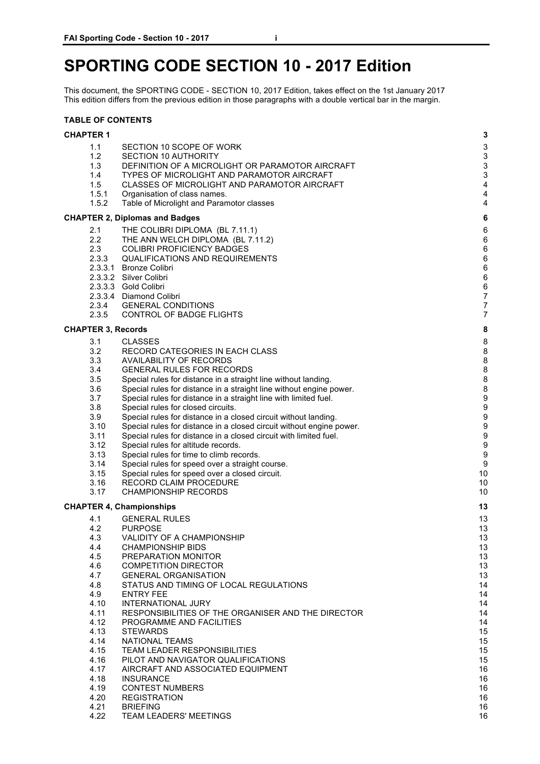# SPORTING CODE SECTION 10 - 2017 Edition

This document, the SPORTING CODE - SECTION 10, 2017 Edition, takes effect on the 1st January 2017
This edition differs from the previous edition in those paragraphs with a double vertical bar in the margin.

**TABLE OF CONTENTS**

| | | |
|---|---|---|
| **CHAPTER 1** | | **3** |
| 1.1 | SECTION 10 SCOPE OF WORK | 3 |
| 1.2 | SECTION 10 AUTHORITY | 3 |
| 1.3 | DEFINITION OF A MICROLIGHT OR PARAMOTOR AIRCRAFT | 3 |
| 1.4 | TYPES OF MICROLIGHT AND PARAMOTOR AIRCRAFT | 3 |
| 1.5 | CLASSES OF MICROLIGHT AND PARAMOTOR AIRCRAFT | 4 |
| 1.5.1 | Organisation of class names. | 4 |
| 1.5.2 | Table of Microlight and Paramotor classes | 4 |
| **CHAPTER 2, Diplomas and Badges** | | **6** |
| 2.1 | THE COLIBRI DIPLOMA (BL 7.11.1) | 6 |
| 2.2 | THE ANN WELCH DIPLOMA (BL 7.11.2) | 6 |
| 2.3 | COLIBRI PROFICIENCY BADGES | 6 |
| 2.3.3 | QUALIFICATIONS AND REQUIREMENTS | 6 |
| 2.3.3.1 | Bronze Colibri | 6 |
| 2.3.3.2 | Silver Colibri | 6 |
| 2.3.3.3 | Gold Colibri | 6 |
| 2.3.3.4 | Diamond Colibri | 7 |
| 2.3.4 | GENERAL CONDITIONS | 7 |
| 2.3.5 | CONTROL OF BADGE FLIGHTS | 7 |
| **CHAPTER 3, Records** | | **8** |
| 3.1 | CLASSES | 8 |
| 3.2 | RECORD CATEGORIES IN EACH CLASS | 8 |
| 3.3 | AVAILABILITY OF RECORDS | 8 |
| 3.4 | GENERAL RULES FOR RECORDS | 8 |
| 3.5 | Special rules for distance in a straight line without landing. | 8 |
| 3.6 | Special rules for distance in a straight line without engine power. | 8 |
| 3.7 | Special rules for distance in a straight line with limited fuel. | 9 |
| 3.8 | Special rules for closed circuits. | 9 |
| 3.9 | Special rules for distance in a closed circuit without landing. | 9 |
| 3.10 | Special rules for distance in a closed circuit without engine power. | 9 |
| 3.11 | Special rules for distance in a closed circuit with limited fuel. | 9 |
| 3.12 | Special rules for altitude records. | 9 |
| 3.13 | Special rules for time to climb records. | 9 |
| 3.14 | Special rules for speed over a straight course. | 9 |
| 3.15 | Special rules for speed over a closed circuit. | 10 |
| 3.16 | RECORD CLAIM PROCEDURE | 10 |
| 3.17 | CHAMPIONSHIP RECORDS | 10 |
| **CHAPTER 4, Championships** | | **13** |
| 4.1 | GENERAL RULES | 13 |
| 4.2 | PURPOSE | 13 |
| 4.3 | VALIDITY OF A CHAMPIONSHIP | 13 |
| 4.4 | CHAMPIONSHIP BIDS | 13 |
| 4.5 | PREPARATION MONITOR | 13 |
| 4.6 | COMPETITION DIRECTOR | 13 |
| 4.7 | GENERAL ORGANISATION | 13 |
| 4.8 | STATUS AND TIMING OF LOCAL REGULATIONS | 14 |
| 4.9 | ENTRY FEE | 14 |
| 4.10 | INTERNATIONAL JURY | 14 |
| 4.11 | RESPONSIBILITIES OF THE ORGANISER AND THE DIRECTOR | 14 |
| 4.12 | PROGRAMME AND FACILITIES | 14 |
| 4.13 | STEWARDS | 15 |
| 4.14 | NATIONAL TEAMS | 15 |
| 4.15 | TEAM LEADER RESPONSIBILITIES | 15 |
| 4.16 | PILOT AND NAVIGATOR QUALIFICATIONS | 15 |
| 4.17 | AIRCRAFT AND ASSOCIATED EQUIPMENT | 16 |
| 4.18 | INSURANCE | 16 |
| 4.19 | CONTEST NUMBERS | 16 |
| 4.20 | REGISTRATION | 16 |
| 4.21 | BRIEFING | 16 |
| 4.22 | TEAM LEADERS' MEETINGS | 16 |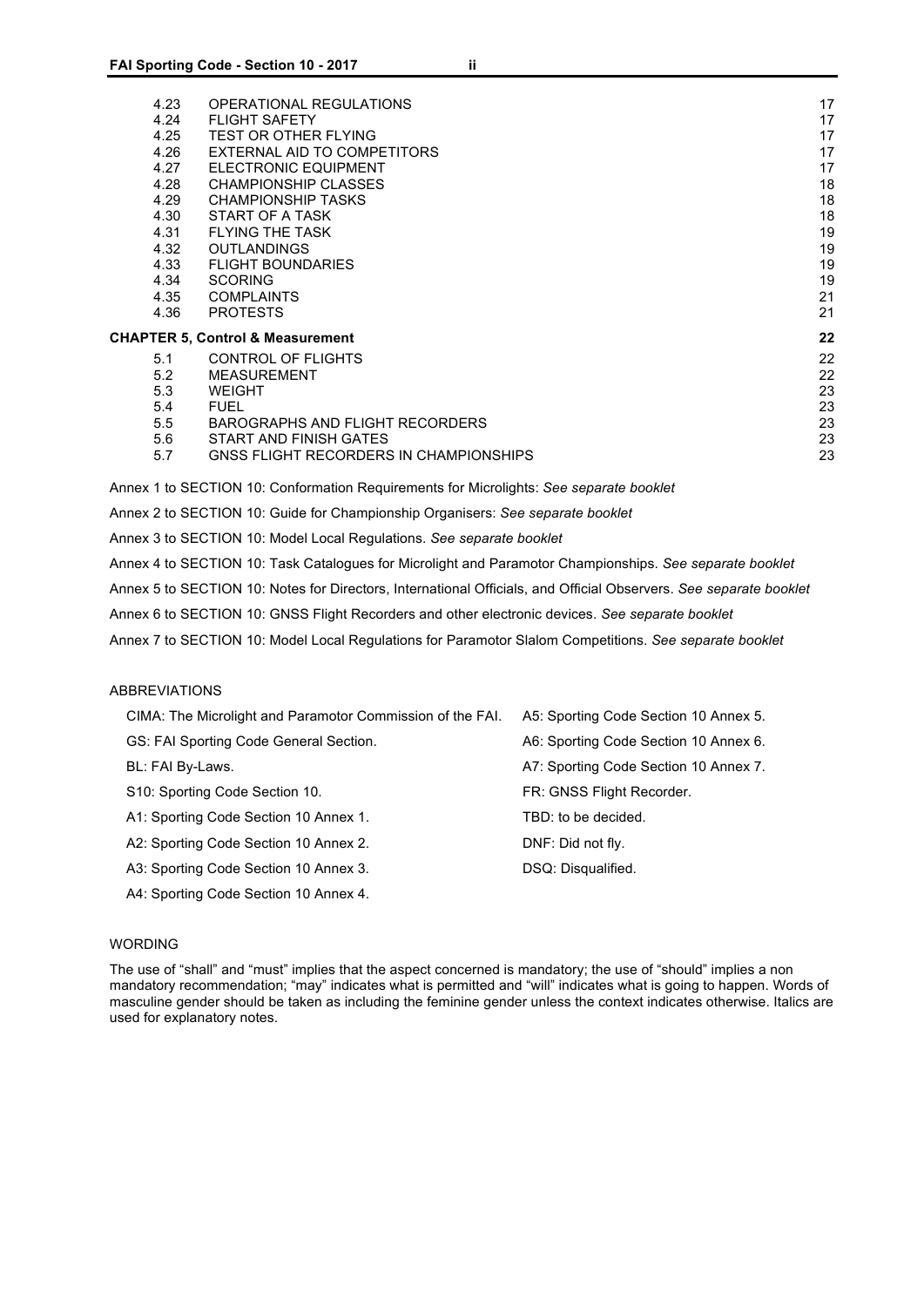| | | |
|---|---|---|
| 4.23 | OPERATIONAL REGULATIONS | 17 |
| 4.24 | FLIGHT SAFETY | 17 |
| 4.25 | TEST OR OTHER FLYING | 17 |
| 4.26 | EXTERNAL AID TO COMPETITORS | 17 |
| 4.27 | ELECTRONIC EQUIPMENT | 17 |
| 4.28 | CHAMPIONSHIP CLASSES | 18 |
| 4.29 | CHAMPIONSHIP TASKS | 18 |
| 4.30 | START OF A TASK | 18 |
| 4.31 | FLYING THE TASK | 19 |
| 4.32 | OUTLANDINGS | 19 |
| 4.33 | FLIGHT BOUNDARIES | 19 |
| 4.34 | SCORING | 19 |
| 4.35 | COMPLAINTS | 21 |
| 4.36 | PROTESTS | 21 |
| **CHAPTER 5, Control & Measurement** | | **22** |
| 5.1 | CONTROL OF FLIGHTS | 22 |
| 5.2 | MEASUREMENT | 22 |
| 5.3 | WEIGHT | 23 |
| 5.4 | FUEL | 23 |
| 5.5 | BAROGRAPHS AND FLIGHT RECORDERS | 23 |
| 5.6 | START AND FINISH GATES | 23 |
| 5.7 | GNSS FLIGHT RECORDERS IN CHAMPIONSHIPS | 23 |

Annex 1 to SECTION 10: Conformation Requirements for Microlights: *See separate booklet*

Annex 2 to SECTION 10: Guide for Championship Organisers: *See separate booklet*

Annex 3 to SECTION 10: Model Local Regulations. *See separate booklet*

Annex 4 to SECTION 10: Task Catalogues for Microlight and Paramotor Championships. *See separate booklet*

Annex 5 to SECTION 10: Notes for Directors, International Officials, and Official Observers. *See separate booklet*

Annex 6 to SECTION 10: GNSS Flight Recorders and other electronic devices. *See separate booklet*

Annex 7 to SECTION 10: Model Local Regulations for Paramotor Slalom Competitions. *See separate booklet*

ABBREVIATIONS

CIMA: The Microlight and Paramotor Commission of the FAI.

GS: FAI Sporting Code General Section.

BL: FAI By-Laws.

S10: Sporting Code Section 10.

A1: Sporting Code Section 10 Annex 1.

A2: Sporting Code Section 10 Annex 2.

A3: Sporting Code Section 10 Annex 3.

A4: Sporting Code Section 10 Annex 4.

A5: Sporting Code Section 10 Annex 5.

A6: Sporting Code Section 10 Annex 6.

A7: Sporting Code Section 10 Annex 7.

FR: GNSS Flight Recorder.

TBD: to be decided.

DNF: Did not fly.

DSQ: Disqualified.

WORDING

The use of "shall" and "must" implies that the aspect concerned is mandatory; the use of "should" implies a non mandatory recommendation; "may" indicates what is permitted and "will" indicates what is going to happen. Words of masculine gender should be taken as including the feminine gender unless the context indicates otherwise. Italics are used for explanatory notes.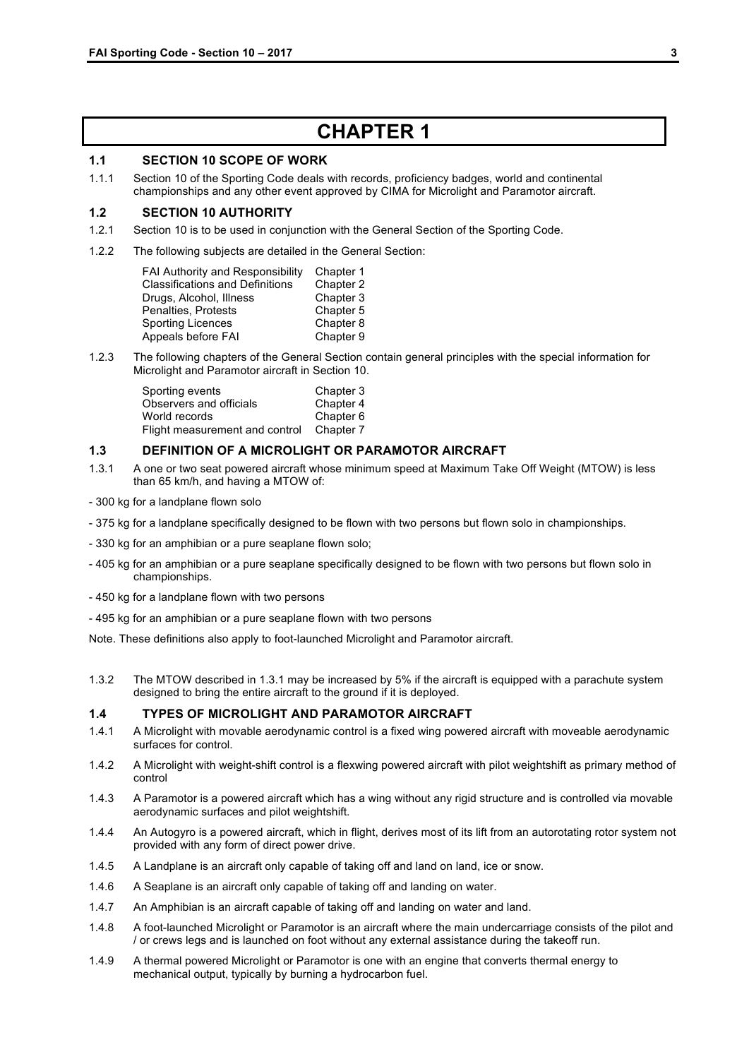# CHAPTER 1

## 1.1 SECTION 10 SCOPE OF WORK

1.1.1 Section 10 of the Sporting Code deals with records, proficiency badges, world and continental championships and any other event approved by CIMA for Microlight and Paramotor aircraft.

## 1.2 SECTION 10 AUTHORITY

1.2.1 Section 10 is to be used in conjunction with the General Section of the Sporting Code.

1.2.2 The following subjects are detailed in the General Section:

| | |
|---|---|
| FAI Authority and Responsibility | Chapter 1 |
| Classifications and Definitions | Chapter 2 |
| Drugs, Alcohol, Illness | Chapter 3 |
| Penalties, Protests | Chapter 5 |
| Sporting Licences | Chapter 8 |
| Appeals before FAI | Chapter 9 |

1.2.3 The following chapters of the General Section contain general principles with the special information for Microlight and Paramotor aircraft in Section 10.

| | |
|---|---|
| Sporting events | Chapter 3 |
| Observers and officials | Chapter 4 |
| World records | Chapter 6 |
| Flight measurement and control | Chapter 7 |

## 1.3 DEFINITION OF A MICROLIGHT OR PARAMOTOR AIRCRAFT

1.3.1 A one or two seat powered aircraft whose minimum speed at Maximum Take Off Weight (MTOW) is less than 65 km/h, and having a MTOW of:

- 300 kg for a landplane flown solo
- 375 kg for a landplane specifically designed to be flown with two persons but flown solo in championships.
- 330 kg for an amphibian or a pure seaplane flown solo;
- 405 kg for an amphibian or a pure seaplane specifically designed to be flown with two persons but flown solo in championships.
- 450 kg for a landplane flown with two persons
- 495 kg for an amphibian or a pure seaplane flown with two persons

Note. These definitions also apply to foot-launched Microlight and Paramotor aircraft.

1.3.2 The MTOW described in 1.3.1 may be increased by 5% if the aircraft is equipped with a parachute system designed to bring the entire aircraft to the ground if it is deployed.

## 1.4 TYPES OF MICROLIGHT AND PARAMOTOR AIRCRAFT

1.4.1 A Microlight with movable aerodynamic control is a fixed wing powered aircraft with moveable aerodynamic surfaces for control.

1.4.2 A Microlight with weight-shift control is a flexwing powered aircraft with pilot weightshift as primary method of control

1.4.3 A Paramotor is a powered aircraft which has a wing without any rigid structure and is controlled via movable aerodynamic surfaces and pilot weightshift.

1.4.4 An Autogyro is a powered aircraft, which in flight, derives most of its lift from an autorotating rotor system not provided with any form of direct power drive.

1.4.5 A Landplane is an aircraft only capable of taking off and land on land, ice or snow.

1.4.6 A Seaplane is an aircraft only capable of taking off and landing on water.

1.4.7 An Amphibian is an aircraft capable of taking off and landing on water and land.

1.4.8 A foot-launched Microlight or Paramotor is an aircraft where the main undercarriage consists of the pilot and / or crews legs and is launched on foot without any external assistance during the takeoff run.

1.4.9 A thermal powered Microlight or Paramotor is one with an engine that converts thermal energy to mechanical output, typically by burning a hydrocarbon fuel.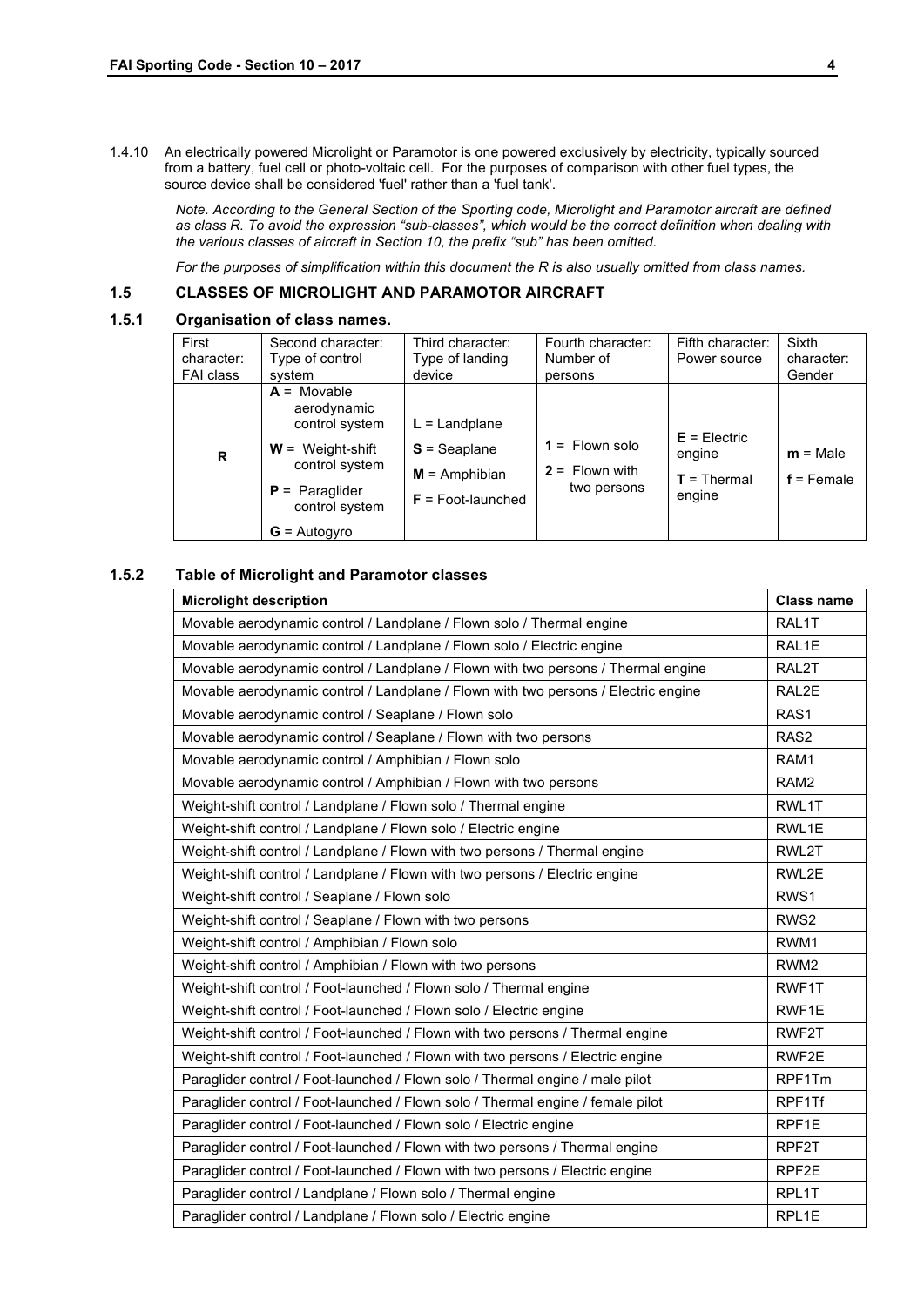1.4.10 An electrically powered Microlight or Paramotor is one powered exclusively by electricity, typically sourced from a battery, fuel cell or photo-voltaic cell. For the purposes of comparison with other fuel types, the source device shall be considered 'fuel' rather than a 'fuel tank'.

*Note. According to the General Section of the Sporting code, Microlight and Paramotor aircraft are defined as class R. To avoid the expression "sub-classes", which would be the correct definition when dealing with the various classes of aircraft in Section 10, the prefix "sub" has been omitted.*

*For the purposes of simplification within this document the R is also usually omitted from class names.*

## 1.5 CLASSES OF MICROLIGHT AND PARAMOTOR AIRCRAFT

### 1.5.1 Organisation of class names.

| First character: FAI class | Second character: Type of control system | Third character: Type of landing device | Fourth character: Number of persons | Fifth character: Power source | Sixth character: Gender |
|---|---|---|---|---|---|
| **R** | **A** = Movable aerodynamic control system<br>**W** = Weight-shift control system<br>**P** = Paraglider control system<br>**G** = Autogyro | **L** = Landplane<br>**S** = Seaplane<br>**M** = Amphibian<br>**F** = Foot-launched | **1** = Flown solo<br>**2** = Flown with two persons | **E** = Electric engine<br>**T** = Thermal engine | **m** = Male<br>**f** = Female |

### 1.5.2 Table of Microlight and Paramotor classes

| Microlight description | Class name |
|---|---|
| Movable aerodynamic control / Landplane / Flown solo / Thermal engine | RAL1T |
| Movable aerodynamic control / Landplane / Flown solo / Electric engine | RAL1E |
| Movable aerodynamic control / Landplane / Flown with two persons / Thermal engine | RAL2T |
| Movable aerodynamic control / Landplane / Flown with two persons / Electric engine | RAL2E |
| Movable aerodynamic control / Seaplane / Flown solo | RAS1 |
| Movable aerodynamic control / Seaplane / Flown with two persons | RAS2 |
| Movable aerodynamic control / Amphibian / Flown solo | RAM1 |
| Movable aerodynamic control / Amphibian / Flown with two persons | RAM2 |
| Weight-shift control / Landplane / Flown solo / Thermal engine | RWL1T |
| Weight-shift control / Landplane / Flown solo / Electric engine | RWL1E |
| Weight-shift control / Landplane / Flown with two persons / Thermal engine | RWL2T |
| Weight-shift control / Landplane / Flown with two persons / Electric engine | RWL2E |
| Weight-shift control / Seaplane / Flown solo | RWS1 |
| Weight-shift control / Seaplane / Flown with two persons | RWS2 |
| Weight-shift control / Amphibian / Flown solo | RWM1 |
| Weight-shift control / Amphibian / Flown with two persons | RWM2 |
| Weight-shift control / Foot-launched / Flown solo / Thermal engine | RWF1T |
| Weight-shift control / Foot-launched / Flown solo / Electric engine | RWF1E |
| Weight-shift control / Foot-launched / Flown with two persons / Thermal engine | RWF2T |
| Weight-shift control / Foot-launched / Flown with two persons / Electric engine | RWF2E |
| Paraglider control / Foot-launched / Flown solo / Thermal engine / male pilot | RPF1Tm |
| Paraglider control / Foot-launched / Flown solo / Thermal engine / female pilot | RPF1Tf |
| Paraglider control / Foot-launched / Flown solo / Electric engine | RPF1E |
| Paraglider control / Foot-launched / Flown with two persons / Thermal engine | RPF2T |
| Paraglider control / Foot-launched / Flown with two persons / Electric engine | RPF2E |
| Paraglider control / Landplane / Flown solo / Thermal engine | RPL1T |
| Paraglider control / Landplane / Flown solo / Electric engine | RPL1E |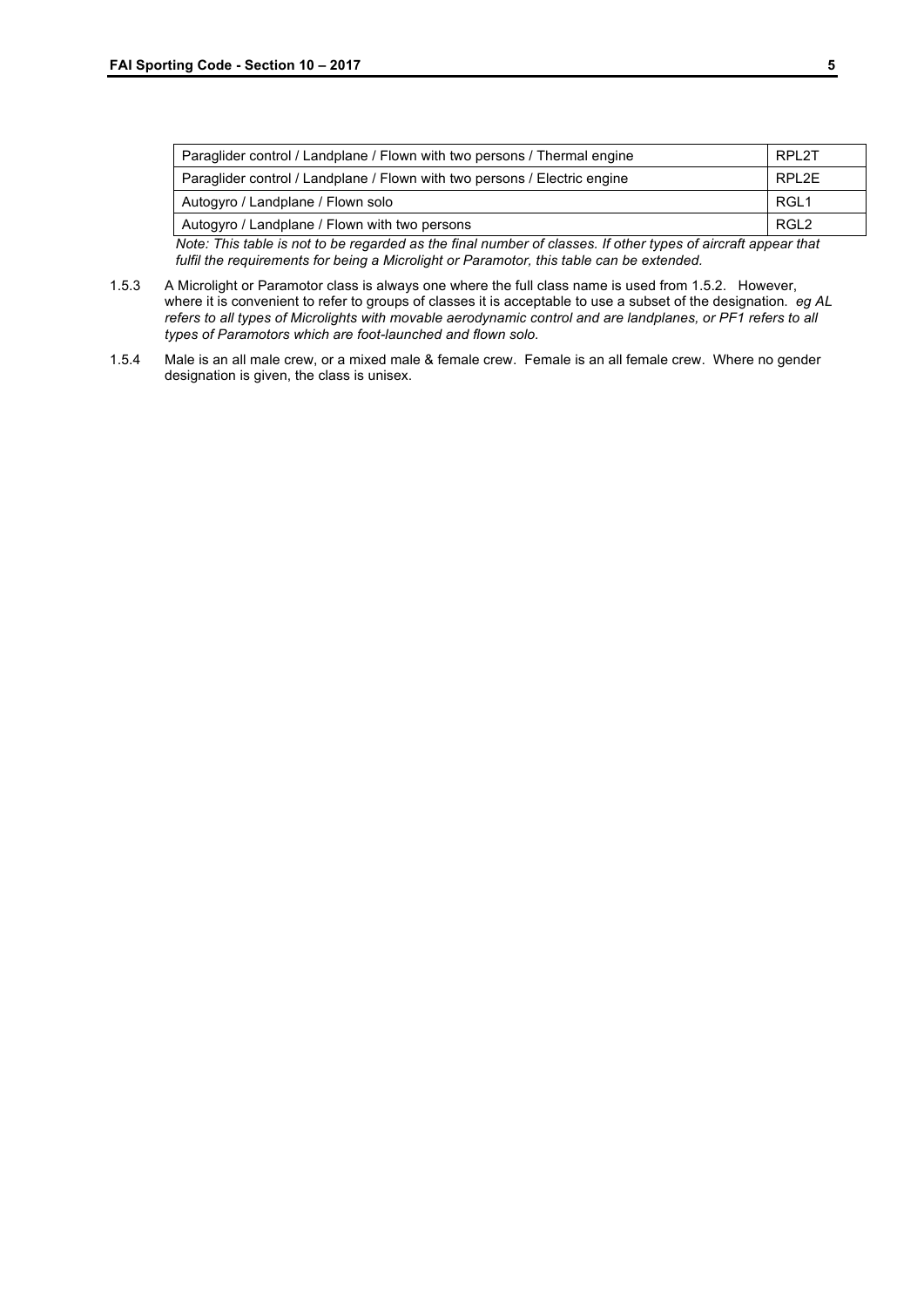| | |
|---|---|
| Paraglider control / Landplane / Flown with two persons / Thermal engine | RPL2T |
| Paraglider control / Landplane / Flown with two persons / Electric engine | RPL2E |
| Autogyro / Landplane / Flown solo | RGL1 |
| Autogyro / Landplane / Flown with two persons | RGL2 |

*Note: This table is not to be regarded as the final number of classes. If other types of aircraft appear that fulfil the requirements for being a Microlight or Paramotor, this table can be extended.*

1.5.3 A Microlight or Paramotor class is always one where the full class name is used from 1.5.2. However, where it is convenient to refer to groups of classes it is acceptable to use a subset of the designation. *eg AL refers to all types of Microlights with movable aerodynamic control and are landplanes, or PF1 refers to all types of Paramotors which are foot-launched and flown solo.*

1.5.4 Male is an all male crew, or a mixed male & female crew. Female is an all female crew. Where no gender designation is given, the class is unisex.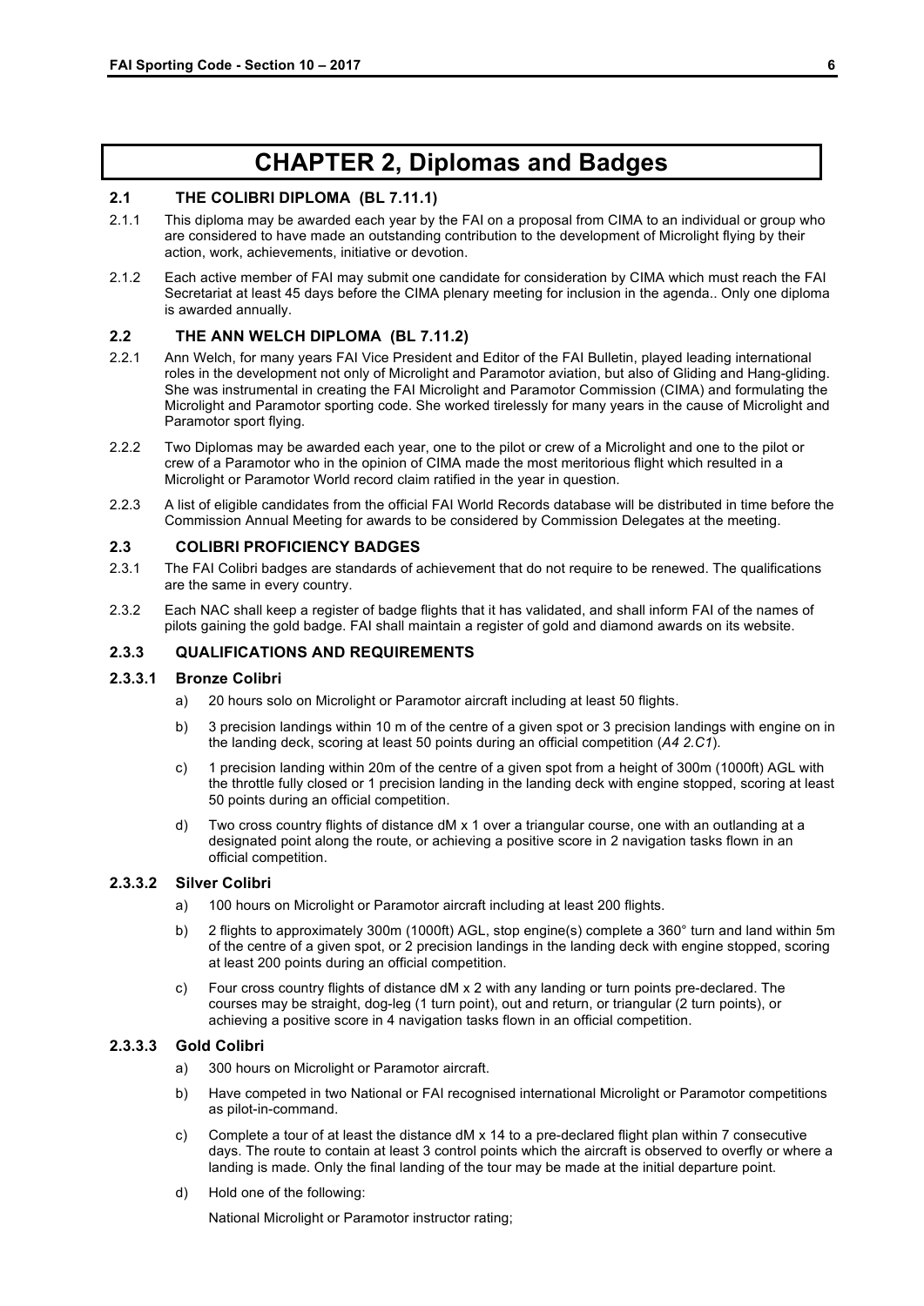# CHAPTER 2, Diplomas and Badges

## 2.1 THE COLIBRI DIPLOMA (BL 7.11.1)

2.1.1 This diploma may be awarded each year by the FAI on a proposal from CIMA to an individual or group who are considered to have made an outstanding contribution to the development of Microlight flying by their action, work, achievements, initiative or devotion.

2.1.2 Each active member of FAI may submit one candidate for consideration by CIMA which must reach the FAI Secretariat at least 45 days before the CIMA plenary meeting for inclusion in the agenda.. Only one diploma is awarded annually.

## 2.2 THE ANN WELCH DIPLOMA (BL 7.11.2)

2.2.1 Ann Welch, for many years FAI Vice President and Editor of the FAI Bulletin, played leading international roles in the development not only of Microlight and Paramotor aviation, but also of Gliding and Hang-gliding. She was instrumental in creating the FAI Microlight and Paramotor Commission (CIMA) and formulating the Microlight and Paramotor sporting code. She worked tirelessly for many years in the cause of Microlight and Paramotor sport flying.

2.2.2 Two Diplomas may be awarded each year, one to the pilot or crew of a Microlight and one to the pilot or crew of a Paramotor who in the opinion of CIMA made the most meritorious flight which resulted in a Microlight or Paramotor World record claim ratified in the year in question.

2.2.3 A list of eligible candidates from the official FAI World Records database will be distributed in time before the Commission Annual Meeting for awards to be considered by Commission Delegates at the meeting.

## 2.3 COLIBRI PROFICIENCY BADGES

2.3.1 The FAI Colibri badges are standards of achievement that do not require to be renewed. The qualifications are the same in every country.

2.3.2 Each NAC shall keep a register of badge flights that it has validated, and shall inform FAI of the names of pilots gaining the gold badge. FAI shall maintain a register of gold and diamond awards on its website.

### 2.3.3 QUALIFICATIONS AND REQUIREMENTS

#### 2.3.3.1 Bronze Colibri

a) 20 hours solo on Microlight or Paramotor aircraft including at least 50 flights.

b) 3 precision landings within 10 m of the centre of a given spot or 3 precision landings with engine on in the landing deck, scoring at least 50 points during an official competition (*A4 2.C1*).

c) 1 precision landing within 20m of the centre of a given spot from a height of 300m (1000ft) AGL with the throttle fully closed or 1 precision landing in the landing deck with engine stopped, scoring at least 50 points during an official competition.

d) Two cross country flights of distance dM x 1 over a triangular course, one with an outlanding at a designated point along the route, or achieving a positive score in 2 navigation tasks flown in an official competition.

#### 2.3.3.2 Silver Colibri

a) 100 hours on Microlight or Paramotor aircraft including at least 200 flights.

b) 2 flights to approximately 300m (1000ft) AGL, stop engine(s) complete a 360° turn and land within 5m of the centre of a given spot, or 2 precision landings in the landing deck with engine stopped, scoring at least 200 points during an official competition.

c) Four cross country flights of distance dM x 2 with any landing or turn points pre-declared. The courses may be straight, dog-leg (1 turn point), out and return, or triangular (2 turn points), or achieving a positive score in 4 navigation tasks flown in an official competition.

#### 2.3.3.3 Gold Colibri

a) 300 hours on Microlight or Paramotor aircraft.

b) Have competed in two National or FAI recognised international Microlight or Paramotor competitions as pilot-in-command.

c) Complete a tour of at least the distance dM x 14 to a pre-declared flight plan within 7 consecutive days. The route to contain at least 3 control points which the aircraft is observed to overfly or where a landing is made. Only the final landing of the tour may be made at the initial departure point.

d) Hold one of the following:

National Microlight or Paramotor instructor rating;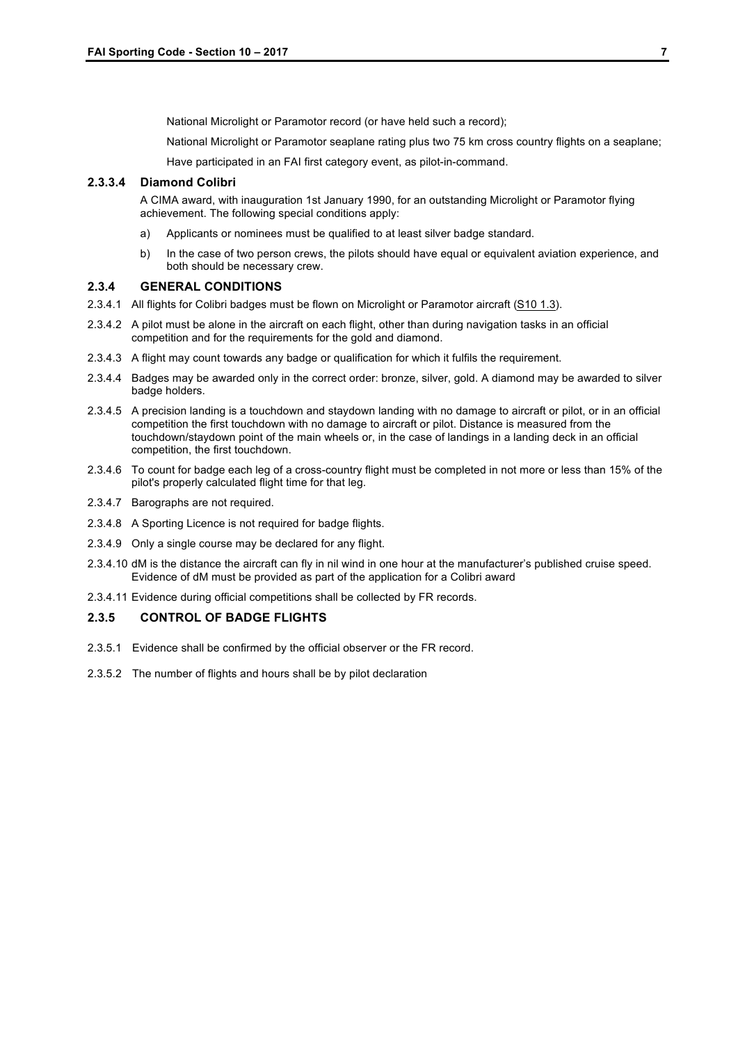National Microlight or Paramotor record (or have held such a record);

National Microlight or Paramotor seaplane rating plus two 75 km cross country flights on a seaplane;

Have participated in an FAI first category event, as pilot-in-command.

#### 2.3.3.4 Diamond Colibri

A CIMA award, with inauguration 1st January 1990, for an outstanding Microlight or Paramotor flying achievement. The following special conditions apply:

a) Applicants or nominees must be qualified to at least silver badge standard.

b) In the case of two person crews, the pilots should have equal or equivalent aviation experience, and both should be necessary crew.

### 2.3.4 GENERAL CONDITIONS

2.3.4.1 All flights for Colibri badges must be flown on Microlight or Paramotor aircraft (S10 1.3).

2.3.4.2 A pilot must be alone in the aircraft on each flight, other than during navigation tasks in an official competition and for the requirements for the gold and diamond.

2.3.4.3 A flight may count towards any badge or qualification for which it fulfils the requirement.

2.3.4.4 Badges may be awarded only in the correct order: bronze, silver, gold. A diamond may be awarded to silver badge holders.

2.3.4.5 A precision landing is a touchdown and staydown landing with no damage to aircraft or pilot, or in an official competition the first touchdown with no damage to aircraft or pilot. Distance is measured from the touchdown/staydown point of the main wheels or, in the case of landings in a landing deck in an official competition, the first touchdown.

2.3.4.6 To count for badge each leg of a cross-country flight must be completed in not more or less than 15% of the pilot's properly calculated flight time for that leg.

2.3.4.7 Barographs are not required.

2.3.4.8 A Sporting Licence is not required for badge flights.

2.3.4.9 Only a single course may be declared for any flight.

2.3.4.10 dM is the distance the aircraft can fly in nil wind in one hour at the manufacturer's published cruise speed. Evidence of dM must be provided as part of the application for a Colibri award

2.3.4.11 Evidence during official competitions shall be collected by FR records.

### 2.3.5 CONTROL OF BADGE FLIGHTS

2.3.5.1 Evidence shall be confirmed by the official observer or the FR record.

2.3.5.2 The number of flights and hours shall be by pilot declaration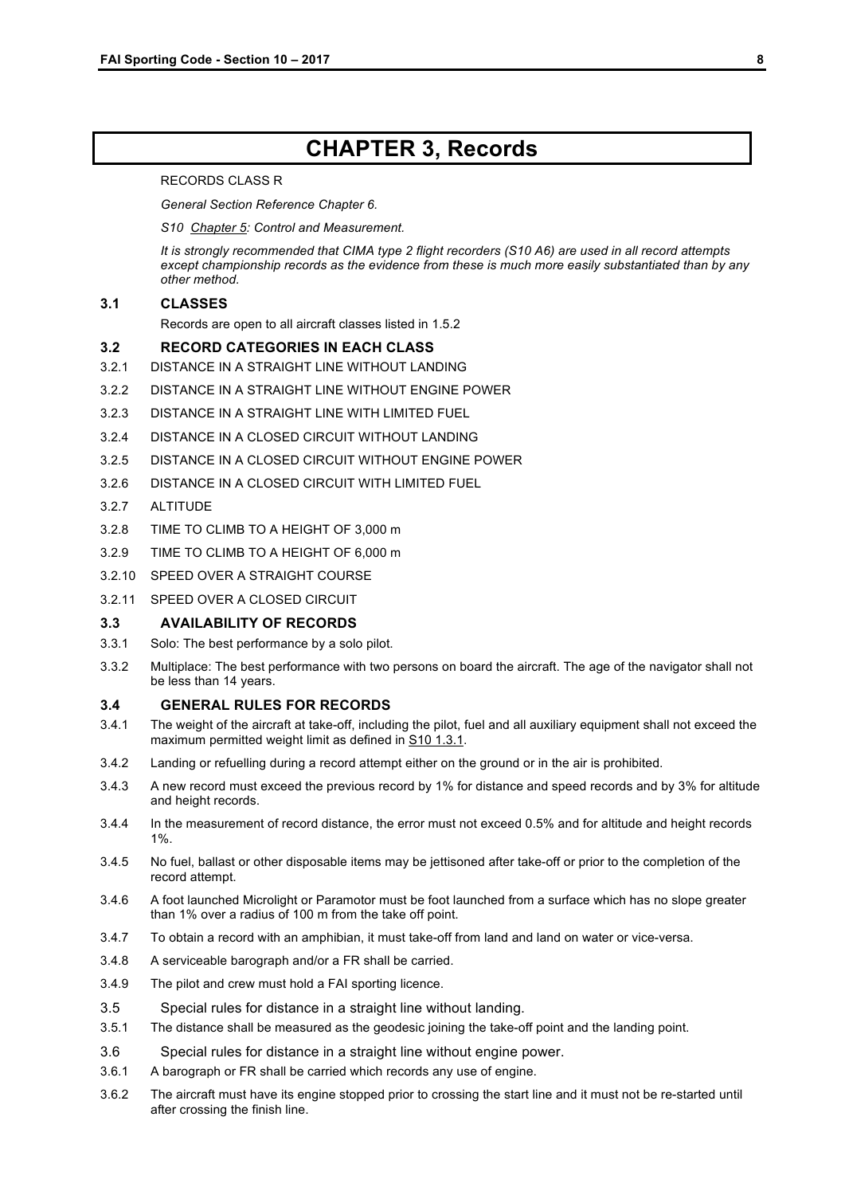# CHAPTER 3, Records

RECORDS CLASS R

*General Section Reference Chapter 6.*

*S10 Chapter 5: Control and Measurement.*

*It is strongly recommended that CIMA type 2 flight recorders (S10 A6) are used in all record attempts except championship records as the evidence from these is much more easily substantiated than by any other method.*

## 3.1 CLASSES

Records are open to all aircraft classes listed in 1.5.2

## 3.2 RECORD CATEGORIES IN EACH CLASS

3.2.1 DISTANCE IN A STRAIGHT LINE WITHOUT LANDING

3.2.2 DISTANCE IN A STRAIGHT LINE WITHOUT ENGINE POWER

3.2.3 DISTANCE IN A STRAIGHT LINE WITH LIMITED FUEL

3.2.4 DISTANCE IN A CLOSED CIRCUIT WITHOUT LANDING

3.2.5 DISTANCE IN A CLOSED CIRCUIT WITHOUT ENGINE POWER

3.2.6 DISTANCE IN A CLOSED CIRCUIT WITH LIMITED FUEL

3.2.7 ALTITUDE

3.2.8 TIME TO CLIMB TO A HEIGHT OF 3,000 m

3.2.9 TIME TO CLIMB TO A HEIGHT OF 6,000 m

3.2.10 SPEED OVER A STRAIGHT COURSE

3.2.11 SPEED OVER A CLOSED CIRCUIT

## 3.3 AVAILABILITY OF RECORDS

3.3.1 Solo: The best performance by a solo pilot.

3.3.2 Multiplace: The best performance with two persons on board the aircraft. The age of the navigator shall not be less than 14 years.

## 3.4 GENERAL RULES FOR RECORDS

3.4.1 The weight of the aircraft at take-off, including the pilot, fuel and all auxiliary equipment shall not exceed the maximum permitted weight limit as defined in S10 1.3.1.

3.4.2 Landing or refuelling during a record attempt either on the ground or in the air is prohibited.

3.4.3 A new record must exceed the previous record by 1% for distance and speed records and by 3% for altitude and height records.

3.4.4 In the measurement of record distance, the error must not exceed 0.5% and for altitude and height records 1%.

3.4.5 No fuel, ballast or other disposable items may be jettisoned after take-off or prior to the completion of the record attempt.

3.4.6 A foot launched Microlight or Paramotor must be foot launched from a surface which has no slope greater than 1% over a radius of 100 m from the take off point.

3.4.7 To obtain a record with an amphibian, it must take-off from land and land on water or vice-versa.

3.4.8 A serviceable barograph and/or a FR shall be carried.

3.4.9 The pilot and crew must hold a FAI sporting licence.

## 3.5 Special rules for distance in a straight line without landing.

3.5.1 The distance shall be measured as the geodesic joining the take-off point and the landing point.

## 3.6 Special rules for distance in a straight line without engine power.

3.6.1 A barograph or FR shall be carried which records any use of engine.

3.6.2 The aircraft must have its engine stopped prior to crossing the start line and it must not be re-started until after crossing the finish line.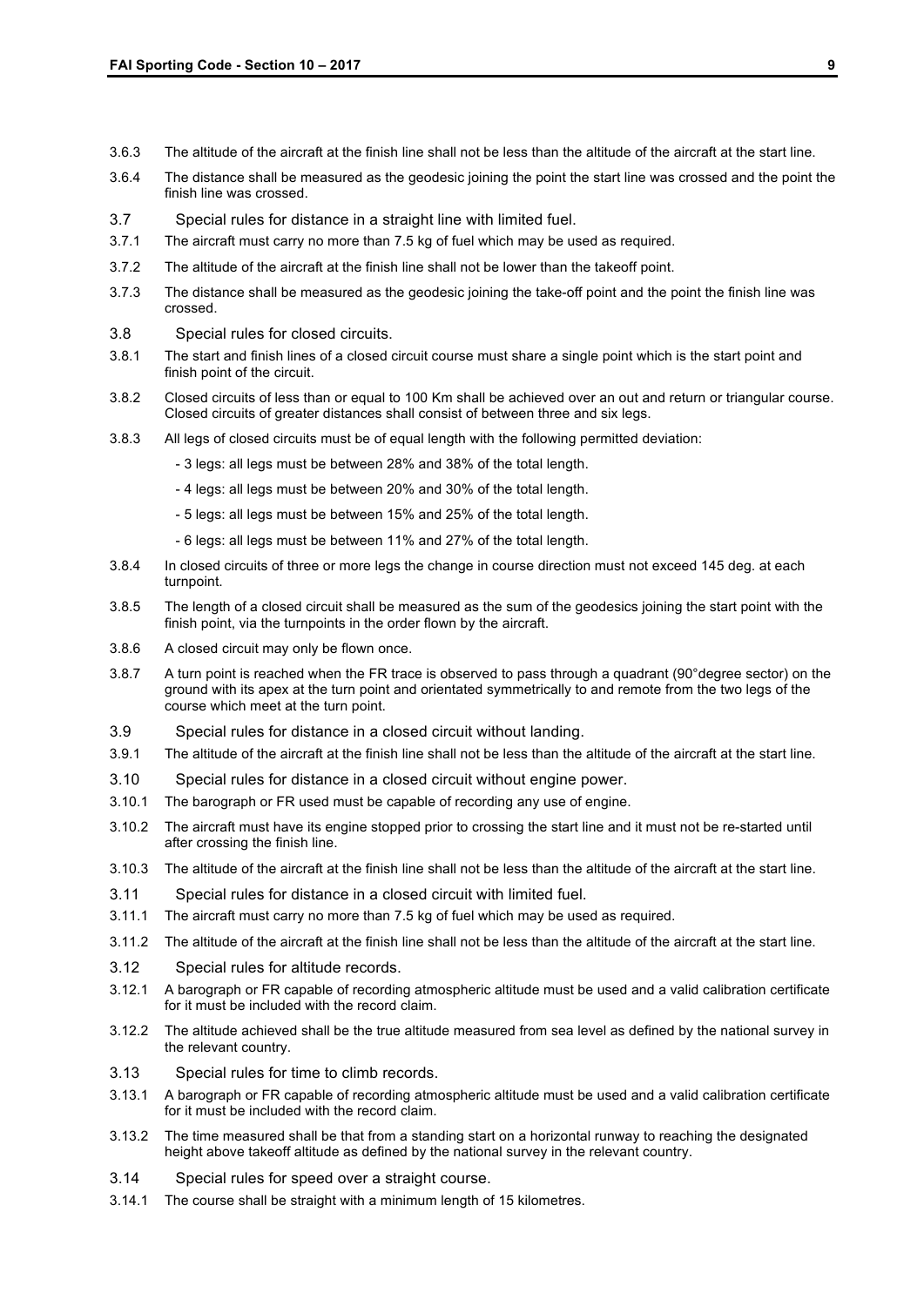3.6.3 The altitude of the aircraft at the finish line shall not be less than the altitude of the aircraft at the start line.

3.6.4 The distance shall be measured as the geodesic joining the point the start line was crossed and the point the finish line was crossed.

### 3.7 Special rules for distance in a straight line with limited fuel.

3.7.1 The aircraft must carry no more than 7.5 kg of fuel which may be used as required.

3.7.2 The altitude of the aircraft at the finish line shall not be lower than the takeoff point.

3.7.3 The distance shall be measured as the geodesic joining the take-off point and the point the finish line was crossed.

### 3.8 Special rules for closed circuits.

3.8.1 The start and finish lines of a closed circuit course must share a single point which is the start point and finish point of the circuit.

3.8.2 Closed circuits of less than or equal to 100 Km shall be achieved over an out and return or triangular course. Closed circuits of greater distances shall consist of between three and six legs.

3.8.3 All legs of closed circuits must be of equal length with the following permitted deviation:

- 3 legs: all legs must be between 28% and 38% of the total length.
- 4 legs: all legs must be between 20% and 30% of the total length.
- 5 legs: all legs must be between 15% and 25% of the total length.
- 6 legs: all legs must be between 11% and 27% of the total length.

3.8.4 In closed circuits of three or more legs the change in course direction must not exceed 145 deg. at each turnpoint.

3.8.5 The length of a closed circuit shall be measured as the sum of the geodesics joining the start point with the finish point, via the turnpoints in the order flown by the aircraft.

3.8.6 A closed circuit may only be flown once.

3.8.7 A turn point is reached when the FR trace is observed to pass through a quadrant (90°degree sector) on the ground with its apex at the turn point and orientated symmetrically to and remote from the two legs of the course which meet at the turn point.

### 3.9 Special rules for distance in a closed circuit without landing.

3.9.1 The altitude of the aircraft at the finish line shall not be less than the altitude of the aircraft at the start line.

### 3.10 Special rules for distance in a closed circuit without engine power.

3.10.1 The barograph or FR used must be capable of recording any use of engine.

3.10.2 The aircraft must have its engine stopped prior to crossing the start line and it must not be re-started until after crossing the finish line.

3.10.3 The altitude of the aircraft at the finish line shall not be less than the altitude of the aircraft at the start line.

### 3.11 Special rules for distance in a closed circuit with limited fuel.

3.11.1 The aircraft must carry no more than 7.5 kg of fuel which may be used as required.

3.11.2 The altitude of the aircraft at the finish line shall not be less than the altitude of the aircraft at the start line.

### 3.12 Special rules for altitude records.

3.12.1 A barograph or FR capable of recording atmospheric altitude must be used and a valid calibration certificate for it must be included with the record claim.

3.12.2 The altitude achieved shall be the true altitude measured from sea level as defined by the national survey in the relevant country.

### 3.13 Special rules for time to climb records.

3.13.1 A barograph or FR capable of recording atmospheric altitude must be used and a valid calibration certificate for it must be included with the record claim.

3.13.2 The time measured shall be that from a standing start on a horizontal runway to reaching the designated height above takeoff altitude as defined by the national survey in the relevant country.

### 3.14 Special rules for speed over a straight course.

3.14.1 The course shall be straight with a minimum length of 15 kilometres.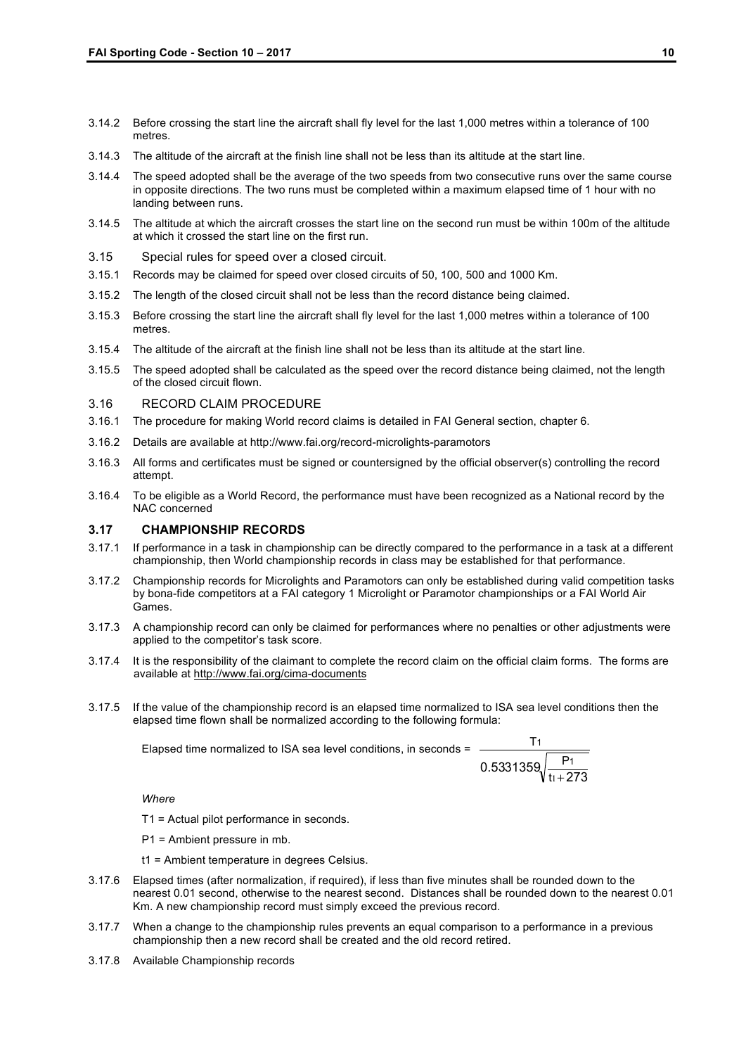3.14.2 Before crossing the start line the aircraft shall fly level for the last 1,000 metres within a tolerance of 100 metres.

3.14.3 The altitude of the aircraft at the finish line shall not be less than its altitude at the start line.

3.14.4 The speed adopted shall be the average of the two speeds from two consecutive runs over the same course in opposite directions. The two runs must be completed within a maximum elapsed time of 1 hour with no landing between runs.

3.14.5 The altitude at which the aircraft crosses the start line on the second run must be within 100m of the altitude at which it crossed the start line on the first run.

3.15 Special rules for speed over a closed circuit.

3.15.1 Records may be claimed for speed over closed circuits of 50, 100, 500 and 1000 Km.

3.15.2 The length of the closed circuit shall not be less than the record distance being claimed.

3.15.3 Before crossing the start line the aircraft shall fly level for the last 1,000 metres within a tolerance of 100 metres.

3.15.4 The altitude of the aircraft at the finish line shall not be less than its altitude at the start line.

3.15.5 The speed adopted shall be calculated as the speed over the record distance being claimed, not the length of the closed circuit flown.

3.16 RECORD CLAIM PROCEDURE

3.16.1 The procedure for making World record claims is detailed in FAI General section, chapter 6.

3.16.2 Details are available at http://www.fai.org/record-microlights-paramotors

3.16.3 All forms and certificates must be signed or countersigned by the official observer(s) controlling the record attempt.

3.16.4 To be eligible as a World Record, the performance must have been recognized as a National record by the NAC concerned

### 3.17 CHAMPIONSHIP RECORDS

3.17.1 If performance in a task in championship can be directly compared to the performance in a task at a different championship, then World championship records in class may be established for that performance.

3.17.2 Championship records for Microlights and Paramotors can only be established during valid competition tasks by bona-fide competitors at a FAI category 1 Microlight or Paramotor championships or a FAI World Air Games.

3.17.3 A championship record can only be claimed for performances where no penalties or other adjustments were applied to the competitor's task score.

3.17.4 It is the responsibility of the claimant to complete the record claim on the official claim forms. The forms are available at http://www.fai.org/cima-documents

3.17.5 If the value of the championship record is an elapsed time normalized to ISA sea level conditions then the elapsed time flown shall be normalized according to the following formula:

$$\text{Elapsed time normalized to ISA sea level conditions, in seconds} = \frac{T_1}{0.5331359\sqrt{\frac{P_1}{t_1 + 273}}}$$

*Where*

$T_1$ = Actual pilot performance in seconds.

$P_1$ = Ambient pressure in mb.

$t_1$ = Ambient temperature in degrees Celsius.

3.17.6 Elapsed times (after normalization, if required), if less than five minutes shall be rounded down to the nearest 0.01 second, otherwise to the nearest second. Distances shall be rounded down to the nearest 0.01 Km. A new championship record must simply exceed the previous record.

3.17.7 When a change to the championship rules prevents an equal comparison to a performance in a previous championship then a new record shall be created and the old record retired.

3.17.8 Available Championship records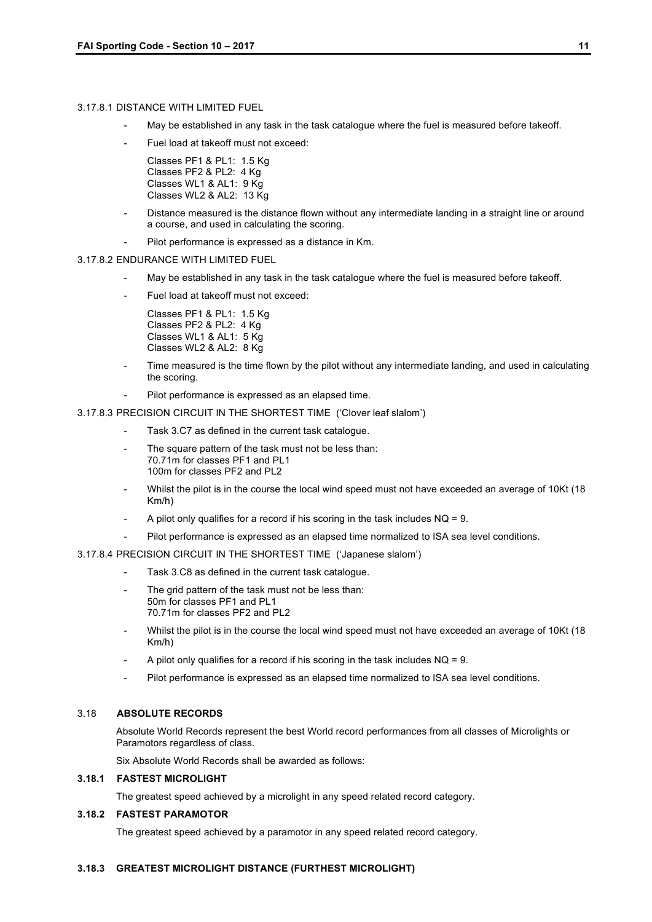#### 3.17.8.1 DISTANCE WITH LIMITED FUEL

- May be established in any task in the task catalogue where the fuel is measured before takeoff.
- Fuel load at takeoff must not exceed:

  Classes PF1 & PL1: 1.5 Kg
  Classes PF2 & PL2: 4 Kg
  Classes WL1 & AL1: 9 Kg
  Classes WL2 & AL2: 13 Kg

- Distance measured is the distance flown without any intermediate landing in a straight line or around a course, and used in calculating the scoring.
- Pilot performance is expressed as a distance in Km.

#### 3.17.8.2 ENDURANCE WITH LIMITED FUEL

- May be established in any task in the task catalogue where the fuel is measured before takeoff.
- Fuel load at takeoff must not exceed:

  Classes PF1 & PL1: 1.5 Kg
  Classes PF2 & PL2: 4 Kg
  Classes WL1 & AL1: 5 Kg
  Classes WL2 & AL2: 8 Kg

- Time measured is the time flown by the pilot without any intermediate landing, and used in calculating the scoring.
- Pilot performance is expressed as an elapsed time.

#### 3.17.8.3 PRECISION CIRCUIT IN THE SHORTEST TIME ('Clover leaf slalom')

- Task 3.C7 as defined in the current task catalogue.
- The square pattern of the task must not be less than:
  70.71m for classes PF1 and PL1
  100m for classes PF2 and PL2
- Whilst the pilot is in the course the local wind speed must not have exceeded an average of 10Kt (18 Km/h)
- A pilot only qualifies for a record if his scoring in the task includes NQ = 9.
- Pilot performance is expressed as an elapsed time normalized to ISA sea level conditions.

#### 3.17.8.4 PRECISION CIRCUIT IN THE SHORTEST TIME ('Japanese slalom')

- Task 3.C8 as defined in the current task catalogue.
- The grid pattern of the task must not be less than:
  50m for classes PF1 and PL1
  70.71m for classes PF2 and PL2
- Whilst the pilot is in the course the local wind speed must not have exceeded an average of 10Kt (18 Km/h)
- A pilot only qualifies for a record if his scoring in the task includes NQ = 9.
- Pilot performance is expressed as an elapsed time normalized to ISA sea level conditions.

## 3.18 ABSOLUTE RECORDS

Absolute World Records represent the best World record performances from all classes of Microlights or Paramotors regardless of class.

Six Absolute World Records shall be awarded as follows:

### 3.18.1 FASTEST MICROLIGHT

The greatest speed achieved by a microlight in any speed related record category.

### 3.18.2 FASTEST PARAMOTOR

The greatest speed achieved by a paramotor in any speed related record category.

### 3.18.3 GREATEST MICROLIGHT DISTANCE (FURTHEST MICROLIGHT)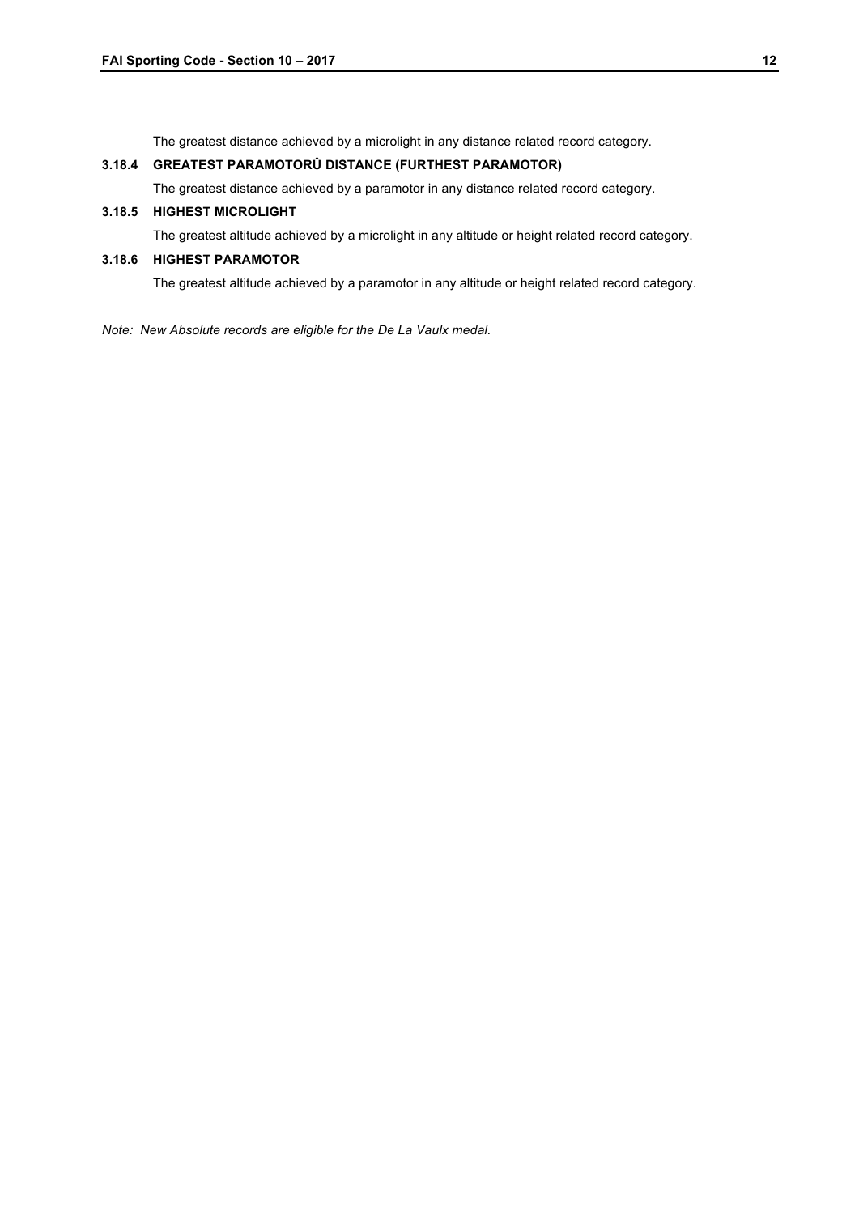The greatest distance achieved by a microlight in any distance related record category.

### 3.18.4 GREATEST PARAMOTORÛ DISTANCE (FURTHEST PARAMOTOR)

The greatest distance achieved by a paramotor in any distance related record category.

### 3.18.5 HIGHEST MICROLIGHT

The greatest altitude achieved by a microlight in any altitude or height related record category.

### 3.18.6 HIGHEST PARAMOTOR

The greatest altitude achieved by a paramotor in any altitude or height related record category.

*Note: New Absolute records are eligible for the De La Vaulx medal.*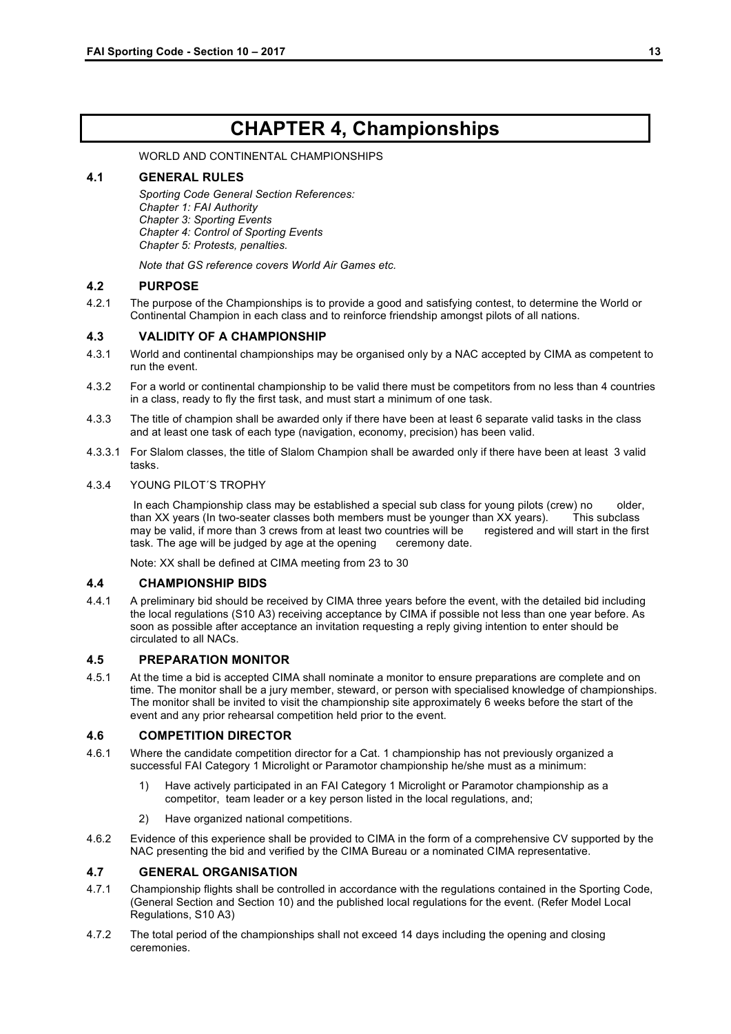# CHAPTER 4, Championships

WORLD AND CONTINENTAL CHAMPIONSHIPS

## 4.1 GENERAL RULES

*Sporting Code General Section References:*
*Chapter 1: FAI Authority*
*Chapter 3: Sporting Events*
*Chapter 4: Control of Sporting Events*
*Chapter 5: Protests, penalties.*

*Note that GS reference covers World Air Games etc.*

## 4.2 PURPOSE

4.2.1 The purpose of the Championships is to provide a good and satisfying contest, to determine the World or Continental Champion in each class and to reinforce friendship amongst pilots of all nations.

## 4.3 VALIDITY OF A CHAMPIONSHIP

4.3.1 World and continental championships may be organised only by a NAC accepted by CIMA as competent to run the event.

4.3.2 For a world or continental championship to be valid there must be competitors from no less than 4 countries in a class, ready to fly the first task, and must start a minimum of one task.

4.3.3 The title of champion shall be awarded only if there have been at least 6 separate valid tasks in the class and at least one task of each type (navigation, economy, precision) has been valid.

4.3.3.1 For Slalom classes, the title of Slalom Champion shall be awarded only if there have been at least 3 valid tasks.

4.3.4 YOUNG PILOT´S TROPHY

In each Championship class may be established a special sub class for young pilots (crew) no older, than XX years (In two-seater classes both members must be younger than XX years). This subclass may be valid, if more than 3 crews from at least two countries will be registered and will start in the first task. The age will be judged by age at the opening ceremony date.

Note: XX shall be defined at CIMA meeting from 23 to 30

## 4.4 CHAMPIONSHIP BIDS

4.4.1 A preliminary bid should be received by CIMA three years before the event, with the detailed bid including the local regulations (S10 A3) receiving acceptance by CIMA if possible not less than one year before. As soon as possible after acceptance an invitation requesting a reply giving intention to enter should be circulated to all NACs.

## 4.5 PREPARATION MONITOR

4.5.1 At the time a bid is accepted CIMA shall nominate a monitor to ensure preparations are complete and on time. The monitor shall be a jury member, steward, or person with specialised knowledge of championships. The monitor shall be invited to visit the championship site approximately 6 weeks before the start of the event and any prior rehearsal competition held prior to the event.

## 4.6 COMPETITION DIRECTOR

4.6.1 Where the candidate competition director for a Cat. 1 championship has not previously organized a successful FAI Category 1 Microlight or Paramotor championship he/she must as a minimum:

1) Have actively participated in an FAI Category 1 Microlight or Paramotor championship as a competitor, team leader or a key person listed in the local regulations, and;
2) Have organized national competitions.

4.6.2 Evidence of this experience shall be provided to CIMA in the form of a comprehensive CV supported by the NAC presenting the bid and verified by the CIMA Bureau or a nominated CIMA representative.

## 4.7 GENERAL ORGANISATION

4.7.1 Championship flights shall be controlled in accordance with the regulations contained in the Sporting Code, (General Section and Section 10) and the published local regulations for the event. (Refer Model Local Regulations, S10 A3)

4.7.2 The total period of the championships shall not exceed 14 days including the opening and closing ceremonies.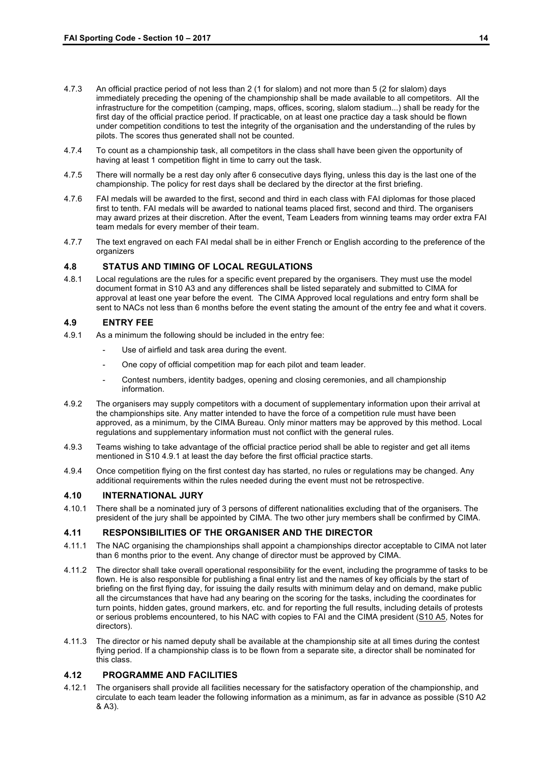4.7.3 An official practice period of not less than 2 (1 for slalom) and not more than 5 (2 for slalom) days immediately preceding the opening of the championship shall be made available to all competitors. All the infrastructure for the competition (camping, maps, offices, scoring, slalom stadium...) shall be ready for the first day of the official practice period. If practicable, on at least one practice day a task should be flown under competition conditions to test the integrity of the organisation and the understanding of the rules by pilots. The scores thus generated shall not be counted.

4.7.4 To count as a championship task, all competitors in the class shall have been given the opportunity of having at least 1 competition flight in time to carry out the task.

4.7.5 There will normally be a rest day only after 6 consecutive days flying, unless this day is the last one of the championship. The policy for rest days shall be declared by the director at the first briefing.

4.7.6 FAI medals will be awarded to the first, second and third in each class with FAI diplomas for those placed first to tenth. FAI medals will be awarded to national teams placed first, second and third. The organisers may award prizes at their discretion. After the event, Team Leaders from winning teams may order extra FAI team medals for every member of their team.

4.7.7 The text engraved on each FAI medal shall be in either French or English according to the preference of the organizers

## 4.8 STATUS AND TIMING OF LOCAL REGULATIONS

4.8.1 Local regulations are the rules for a specific event prepared by the organisers. They must use the model document format in S10 A3 and any differences shall be listed separately and submitted to CIMA for approval at least one year before the event. The CIMA Approved local regulations and entry form shall be sent to NACs not less than 6 months before the event stating the amount of the entry fee and what it covers.

## 4.9 ENTRY FEE

4.9.1 As a minimum the following should be included in the entry fee:

- Use of airfield and task area during the event.
- One copy of official competition map for each pilot and team leader.
- Contest numbers, identity badges, opening and closing ceremonies, and all championship information.

4.9.2 The organisers may supply competitors with a document of supplementary information upon their arrival at the championships site. Any matter intended to have the force of a competition rule must have been approved, as a minimum, by the CIMA Bureau. Only minor matters may be approved by this method. Local regulations and supplementary information must not conflict with the general rules.

4.9.3 Teams wishing to take advantage of the official practice period shall be able to register and get all items mentioned in S10 4.9.1 at least the day before the first official practice starts.

4.9.4 Once competition flying on the first contest day has started, no rules or regulations may be changed. Any additional requirements within the rules needed during the event must not be retrospective.

## 4.10 INTERNATIONAL JURY

4.10.1 There shall be a nominated jury of 3 persons of different nationalities excluding that of the organisers. The president of the jury shall be appointed by CIMA. The two other jury members shall be confirmed by CIMA.

## 4.11 RESPONSIBILITIES OF THE ORGANISER AND THE DIRECTOR

4.11.1 The NAC organising the championships shall appoint a championships director acceptable to CIMA not later than 6 months prior to the event. Any change of director must be approved by CIMA.

4.11.2 The director shall take overall operational responsibility for the event, including the programme of tasks to be flown. He is also responsible for publishing a final entry list and the names of key officials by the start of briefing on the first flying day, for issuing the daily results with minimum delay and on demand, make public all the circumstances that have had any bearing on the scoring for the tasks, including the coordinates for turn points, hidden gates, ground markers, etc. and for reporting the full results, including details of protests or serious problems encountered, to his NAC with copies to FAI and the CIMA president (S10 A5, Notes for directors).

4.11.3 The director or his named deputy shall be available at the championship site at all times during the contest flying period. If a championship class is to be flown from a separate site, a director shall be nominated for this class.

## 4.12 PROGRAMME AND FACILITIES

4.12.1 The organisers shall provide all facilities necessary for the satisfactory operation of the championship, and circulate to each team leader the following information as a minimum, as far in advance as possible (S10 A2 & A3).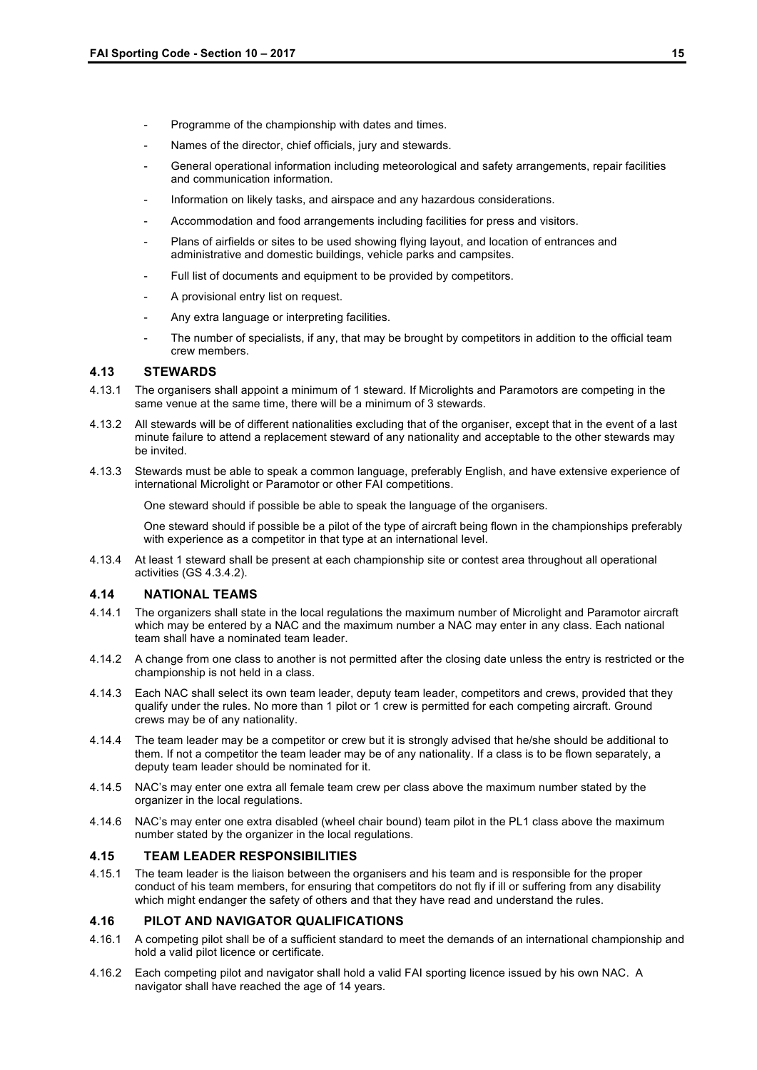- Programme of the championship with dates and times.
- Names of the director, chief officials, jury and stewards.
- General operational information including meteorological and safety arrangements, repair facilities and communication information.
- Information on likely tasks, and airspace and any hazardous considerations.
- Accommodation and food arrangements including facilities for press and visitors.
- Plans of airfields or sites to be used showing flying layout, and location of entrances and administrative and domestic buildings, vehicle parks and campsites.
- Full list of documents and equipment to be provided by competitors.
- A provisional entry list on request.
- Any extra language or interpreting facilities.
- The number of specialists, if any, that may be brought by competitors in addition to the official team crew members.

## 4.13 STEWARDS

4.13.1 The organisers shall appoint a minimum of 1 steward. If Microlights and Paramotors are competing in the same venue at the same time, there will be a minimum of 3 stewards.

4.13.2 All stewards will be of different nationalities excluding that of the organiser, except that in the event of a last minute failure to attend a replacement steward of any nationality and acceptable to the other stewards may be invited.

4.13.3 Stewards must be able to speak a common language, preferably English, and have extensive experience of international Microlight or Paramotor or other FAI competitions.

One steward should if possible be able to speak the language of the organisers.

One steward should if possible be a pilot of the type of aircraft being flown in the championships preferably with experience as a competitor in that type at an international level.

4.13.4 At least 1 steward shall be present at each championship site or contest area throughout all operational activities (GS 4.3.4.2).

## 4.14 NATIONAL TEAMS

4.14.1 The organizers shall state in the local regulations the maximum number of Microlight and Paramotor aircraft which may be entered by a NAC and the maximum number a NAC may enter in any class. Each national team shall have a nominated team leader.

4.14.2 A change from one class to another is not permitted after the closing date unless the entry is restricted or the championship is not held in a class.

4.14.3 Each NAC shall select its own team leader, deputy team leader, competitors and crews, provided that they qualify under the rules. No more than 1 pilot or 1 crew is permitted for each competing aircraft. Ground crews may be of any nationality.

4.14.4 The team leader may be a competitor or crew but it is strongly advised that he/she should be additional to them. If not a competitor the team leader may be of any nationality. If a class is to be flown separately, a deputy team leader should be nominated for it.

4.14.5 NAC's may enter one extra all female team crew per class above the maximum number stated by the organizer in the local regulations.

4.14.6 NAC's may enter one extra disabled (wheel chair bound) team pilot in the PL1 class above the maximum number stated by the organizer in the local regulations.

## 4.15 TEAM LEADER RESPONSIBILITIES

4.15.1 The team leader is the liaison between the organisers and his team and is responsible for the proper conduct of his team members, for ensuring that competitors do not fly if ill or suffering from any disability which might endanger the safety of others and that they have read and understand the rules.

## 4.16 PILOT AND NAVIGATOR QUALIFICATIONS

4.16.1 A competing pilot shall be of a sufficient standard to meet the demands of an international championship and hold a valid pilot licence or certificate.

4.16.2 Each competing pilot and navigator shall hold a valid FAI sporting licence issued by his own NAC. A navigator shall have reached the age of 14 years.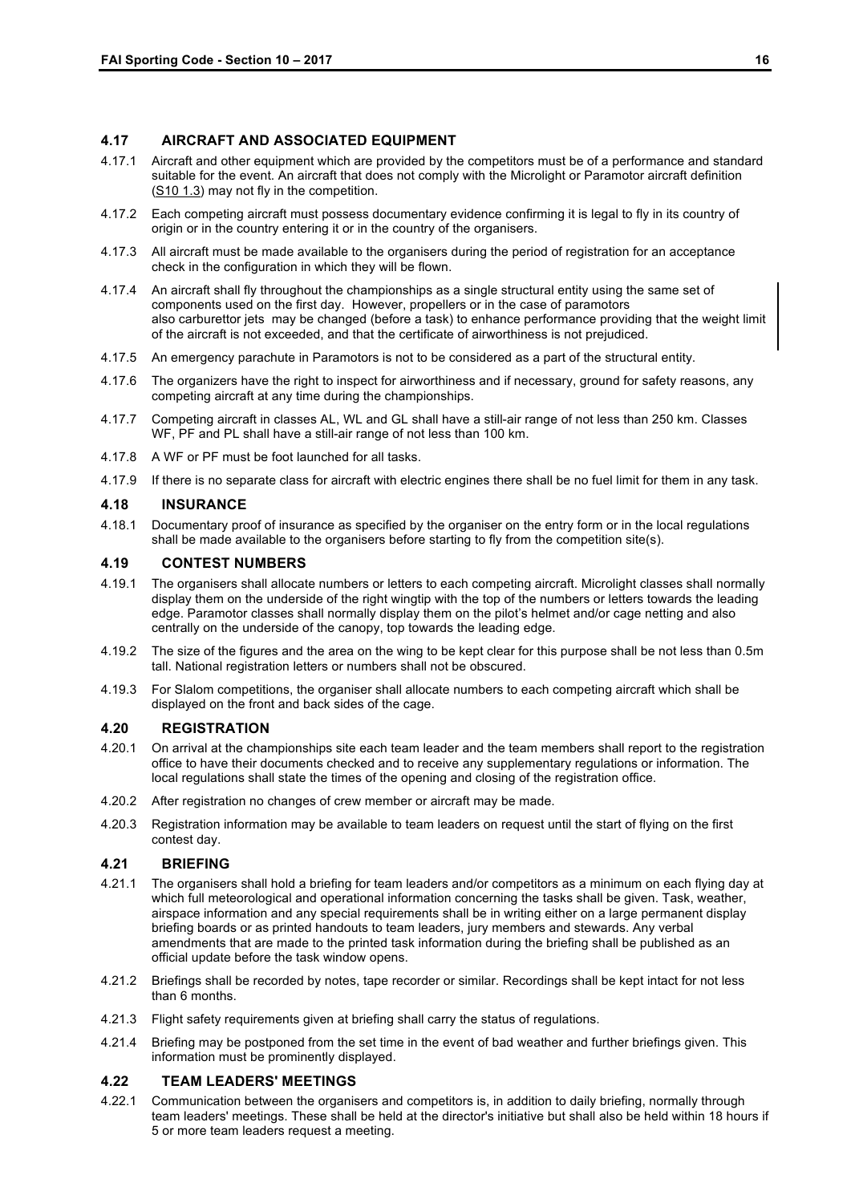## 4.17 AIRCRAFT AND ASSOCIATED EQUIPMENT

4.17.1 Aircraft and other equipment which are provided by the competitors must be of a performance and standard suitable for the event. An aircraft that does not comply with the Microlight or Paramotor aircraft definition (S10 1.3) may not fly in the competition.

4.17.2 Each competing aircraft must possess documentary evidence confirming it is legal to fly in its country of origin or in the country entering it or in the country of the organisers.

4.17.3 All aircraft must be made available to the organisers during the period of registration for an acceptance check in the configuration in which they will be flown.

4.17.4 An aircraft shall fly throughout the championships as a single structural entity using the same set of components used on the first day. However, propellers or in the case of paramotors also carburettor jets may be changed (before a task) to enhance performance providing that the weight limit of the aircraft is not exceeded, and that the certificate of airworthiness is not prejudiced.

4.17.5 An emergency parachute in Paramotors is not to be considered as a part of the structural entity.

4.17.6 The organizers have the right to inspect for airworthiness and if necessary, ground for safety reasons, any competing aircraft at any time during the championships.

4.17.7 Competing aircraft in classes AL, WL and GL shall have a still-air range of not less than 250 km. Classes WF, PF and PL shall have a still-air range of not less than 100 km.

4.17.8 A WF or PF must be foot launched for all tasks.

4.17.9 If there is no separate class for aircraft with electric engines there shall be no fuel limit for them in any task.

## 4.18 INSURANCE

4.18.1 Documentary proof of insurance as specified by the organiser on the entry form or in the local regulations shall be made available to the organisers before starting to fly from the competition site(s).

## 4.19 CONTEST NUMBERS

4.19.1 The organisers shall allocate numbers or letters to each competing aircraft. Microlight classes shall normally display them on the underside of the right wingtip with the top of the numbers or letters towards the leading edge. Paramotor classes shall normally display them on the pilot's helmet and/or cage netting and also centrally on the underside of the canopy, top towards the leading edge.

4.19.2 The size of the figures and the area on the wing to be kept clear for this purpose shall be not less than 0.5m tall. National registration letters or numbers shall not be obscured.

4.19.3 For Slalom competitions, the organiser shall allocate numbers to each competing aircraft which shall be displayed on the front and back sides of the cage.

## 4.20 REGISTRATION

4.20.1 On arrival at the championships site each team leader and the team members shall report to the registration office to have their documents checked and to receive any supplementary regulations or information. The local regulations shall state the times of the opening and closing of the registration office.

4.20.2 After registration no changes of crew member or aircraft may be made.

4.20.3 Registration information may be available to team leaders on request until the start of flying on the first contest day.

## 4.21 BRIEFING

4.21.1 The organisers shall hold a briefing for team leaders and/or competitors as a minimum on each flying day at which full meteorological and operational information concerning the tasks shall be given. Task, weather, airspace information and any special requirements shall be in writing either on a large permanent display briefing boards or as printed handouts to team leaders, jury members and stewards. Any verbal amendments that are made to the printed task information during the briefing shall be published as an official update before the task window opens.

4.21.2 Briefings shall be recorded by notes, tape recorder or similar. Recordings shall be kept intact for not less than 6 months.

4.21.3 Flight safety requirements given at briefing shall carry the status of regulations.

4.21.4 Briefing may be postponed from the set time in the event of bad weather and further briefings given. This information must be prominently displayed.

## 4.22 TEAM LEADERS' MEETINGS

4.22.1 Communication between the organisers and competitors is, in addition to daily briefing, normally through team leaders' meetings. These shall be held at the director's initiative but shall also be held within 18 hours if 5 or more team leaders request a meeting.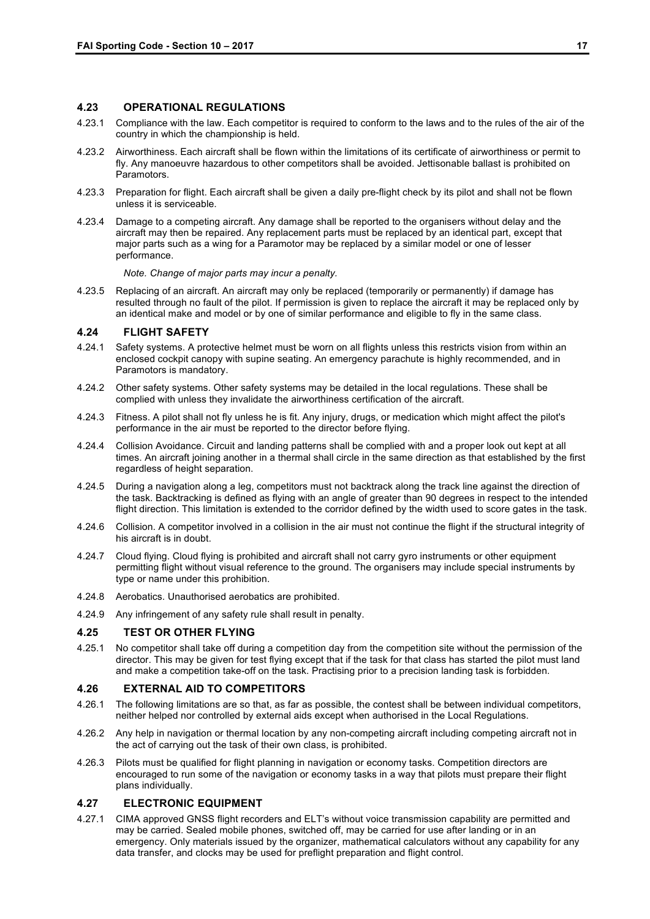## 4.23 OPERATIONAL REGULATIONS

4.23.1 Compliance with the law. Each competitor is required to conform to the laws and to the rules of the air of the country in which the championship is held.

4.23.2 Airworthiness. Each aircraft shall be flown within the limitations of its certificate of airworthiness or permit to fly. Any manoeuvre hazardous to other competitors shall be avoided. Jettisonable ballast is prohibited on Paramotors.

4.23.3 Preparation for flight. Each aircraft shall be given a daily pre-flight check by its pilot and shall not be flown unless it is serviceable.

4.23.4 Damage to a competing aircraft. Any damage shall be reported to the organisers without delay and the aircraft may then be repaired. Any replacement parts must be replaced by an identical part, except that major parts such as a wing for a Paramotor may be replaced by a similar model or one of lesser performance.

*Note. Change of major parts may incur a penalty.*

4.23.5 Replacing of an aircraft. An aircraft may only be replaced (temporarily or permanently) if damage has resulted through no fault of the pilot. If permission is given to replace the aircraft it may be replaced only by an identical make and model or by one of similar performance and eligible to fly in the same class.

## 4.24 FLIGHT SAFETY

4.24.1 Safety systems. A protective helmet must be worn on all flights unless this restricts vision from within an enclosed cockpit canopy with supine seating. An emergency parachute is highly recommended, and in Paramotors is mandatory.

4.24.2 Other safety systems. Other safety systems may be detailed in the local regulations. These shall be complied with unless they invalidate the airworthiness certification of the aircraft.

4.24.3 Fitness. A pilot shall not fly unless he is fit. Any injury, drugs, or medication which might affect the pilot's performance in the air must be reported to the director before flying.

4.24.4 Collision Avoidance. Circuit and landing patterns shall be complied with and a proper look out kept at all times. An aircraft joining another in a thermal shall circle in the same direction as that established by the first regardless of height separation.

4.24.5 During a navigation along a leg, competitors must not backtrack along the track line against the direction of the task. Backtracking is defined as flying with an angle of greater than 90 degrees in respect to the intended flight direction. This limitation is extended to the corridor defined by the width used to score gates in the task.

4.24.6 Collision. A competitor involved in a collision in the air must not continue the flight if the structural integrity of his aircraft is in doubt.

4.24.7 Cloud flying. Cloud flying is prohibited and aircraft shall not carry gyro instruments or other equipment permitting flight without visual reference to the ground. The organisers may include special instruments by type or name under this prohibition.

4.24.8 Aerobatics. Unauthorised aerobatics are prohibited.

4.24.9 Any infringement of any safety rule shall result in penalty.

## 4.25 TEST OR OTHER FLYING

4.25.1 No competitor shall take off during a competition day from the competition site without the permission of the director. This may be given for test flying except that if the task for that class has started the pilot must land and make a competition take-off on the task. Practising prior to a precision landing task is forbidden.

## 4.26 EXTERNAL AID TO COMPETITORS

4.26.1 The following limitations are so that, as far as possible, the contest shall be between individual competitors, neither helped nor controlled by external aids except when authorised in the Local Regulations.

4.26.2 Any help in navigation or thermal location by any non-competing aircraft including competing aircraft not in the act of carrying out the task of their own class, is prohibited.

4.26.3 Pilots must be qualified for flight planning in navigation or economy tasks. Competition directors are encouraged to run some of the navigation or economy tasks in a way that pilots must prepare their flight plans individually.

## 4.27 ELECTRONIC EQUIPMENT

4.27.1 CIMA approved GNSS flight recorders and ELT's without voice transmission capability are permitted and may be carried. Sealed mobile phones, switched off, may be carried for use after landing or in an emergency. Only materials issued by the organizer, mathematical calculators without any capability for any data transfer, and clocks may be used for preflight preparation and flight control.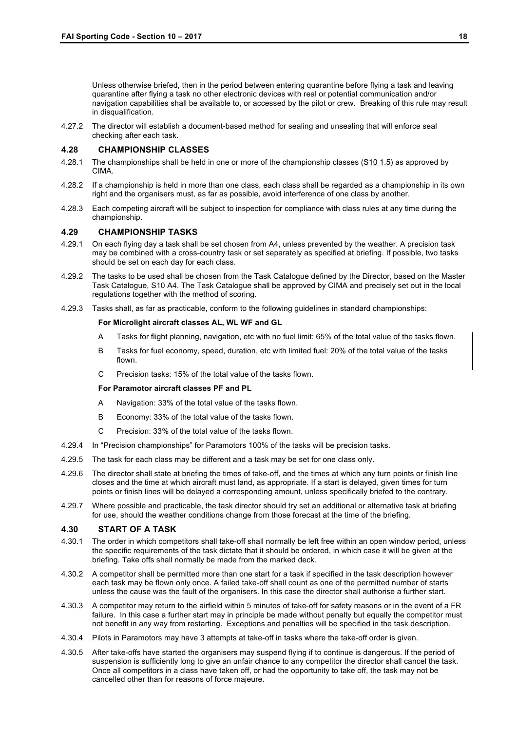Unless otherwise briefed, then in the period between entering quarantine before flying a task and leaving quarantine after flying a task no other electronic devices with real or potential communication and/or navigation capabilities shall be available to, or accessed by the pilot or crew. Breaking of this rule may result in disqualification.

4.27.2 The director will establish a document-based method for sealing and unsealing that will enforce seal checking after each task.

## 4.28 CHAMPIONSHIP CLASSES

4.28.1 The championships shall be held in one or more of the championship classes (S10 1.5) as approved by CIMA.

4.28.2 If a championship is held in more than one class, each class shall be regarded as a championship in its own right and the organisers must, as far as possible, avoid interference of one class by another.

4.28.3 Each competing aircraft will be subject to inspection for compliance with class rules at any time during the championship.

## 4.29 CHAMPIONSHIP TASKS

4.29.1 On each flying day a task shall be set chosen from A4, unless prevented by the weather. A precision task may be combined with a cross-country task or set separately as specified at briefing. If possible, two tasks should be set on each day for each class.

4.29.2 The tasks to be used shall be chosen from the Task Catalogue defined by the Director, based on the Master Task Catalogue, S10 A4. The Task Catalogue shall be approved by CIMA and precisely set out in the local regulations together with the method of scoring.

4.29.3 Tasks shall, as far as practicable, conform to the following guidelines in standard championships:

**For Microlight aircraft classes AL, WL WF and GL**

- A Tasks for flight planning, navigation, etc with no fuel limit: 65% of the total value of the tasks flown.
- B Tasks for fuel economy, speed, duration, etc with limited fuel: 20% of the total value of the tasks flown.
- C Precision tasks: 15% of the total value of the tasks flown.

**For Paramotor aircraft classes PF and PL**

- A Navigation: 33% of the total value of the tasks flown.
- B Economy: 33% of the total value of the tasks flown.
- C Precision: 33% of the total value of the tasks flown.

4.29.4 In "Precision championships" for Paramotors 100% of the tasks will be precision tasks.

4.29.5 The task for each class may be different and a task may be set for one class only.

4.29.6 The director shall state at briefing the times of take-off, and the times at which any turn points or finish line closes and the time at which aircraft must land, as appropriate. If a start is delayed, given times for turn points or finish lines will be delayed a corresponding amount, unless specifically briefed to the contrary.

4.29.7 Where possible and practicable, the task director should try set an additional or alternative task at briefing for use, should the weather conditions change from those forecast at the time of the briefing.

## 4.30 START OF A TASK

4.30.1 The order in which competitors shall take-off shall normally be left free within an open window period, unless the specific requirements of the task dictate that it should be ordered, in which case it will be given at the briefing. Take offs shall normally be made from the marked deck.

4.30.2 A competitor shall be permitted more than one start for a task if specified in the task description however each task may be flown only once. A failed take-off shall count as one of the permitted number of starts unless the cause was the fault of the organisers. In this case the director shall authorise a further start.

4.30.3 A competitor may return to the airfield within 5 minutes of take-off for safety reasons or in the event of a FR failure. In this case a further start may in principle be made without penalty but equally the competitor must not benefit in any way from restarting. Exceptions and penalties will be specified in the task description.

4.30.4 Pilots in Paramotors may have 3 attempts at take-off in tasks where the take-off order is given.

4.30.5 After take-offs have started the organisers may suspend flying if to continue is dangerous. If the period of suspension is sufficiently long to give an unfair chance to any competitor the director shall cancel the task. Once all competitors in a class have taken off, or had the opportunity to take off, the task may not be cancelled other than for reasons of force majeure.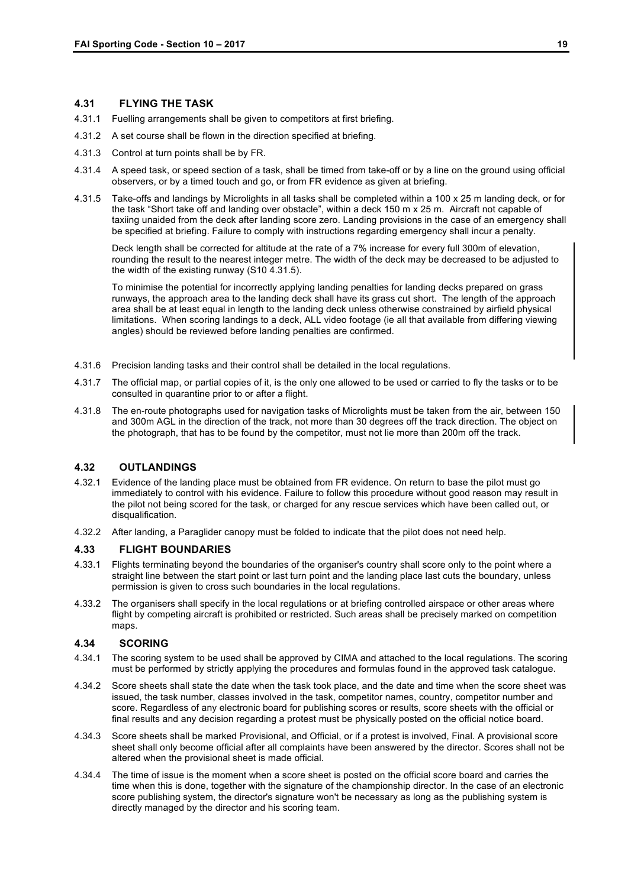## 4.31 FLYING THE TASK

4.31.1 Fuelling arrangements shall be given to competitors at first briefing.

4.31.2 A set course shall be flown in the direction specified at briefing.

4.31.3 Control at turn points shall be by FR.

4.31.4 A speed task, or speed section of a task, shall be timed from take-off or by a line on the ground using official observers, or by a timed touch and go, or from FR evidence as given at briefing.

4.31.5 Take-offs and landings by Microlights in all tasks shall be completed within a 100 x 25 m landing deck, or for the task "Short take off and landing over obstacle", within a deck 150 m x 25 m. Aircraft not capable of taxiing unaided from the deck after landing score zero. Landing provisions in the case of an emergency shall be specified at briefing. Failure to comply with instructions regarding emergency shall incur a penalty.

Deck length shall be corrected for altitude at the rate of a 7% increase for every full 300m of elevation, rounding the result to the nearest integer metre. The width of the deck may be decreased to be adjusted to the width of the existing runway (S10 4.31.5).

To minimise the potential for incorrectly applying landing penalties for landing decks prepared on grass runways, the approach area to the landing deck shall have its grass cut short. The length of the approach area shall be at least equal in length to the landing deck unless otherwise constrained by airfield physical limitations. When scoring landings to a deck, ALL video footage (ie all that available from differing viewing angles) should be reviewed before landing penalties are confirmed.

4.31.6 Precision landing tasks and their control shall be detailed in the local regulations.

4.31.7 The official map, or partial copies of it, is the only one allowed to be used or carried to fly the tasks or to be consulted in quarantine prior to or after a flight.

4.31.8 The en-route photographs used for navigation tasks of Microlights must be taken from the air, between 150 and 300m AGL in the direction of the track, not more than 30 degrees off the track direction. The object on the photograph, that has to be found by the competitor, must not lie more than 200m off the track.

## 4.32 OUTLANDINGS

4.32.1 Evidence of the landing place must be obtained from FR evidence. On return to base the pilot must go immediately to control with his evidence. Failure to follow this procedure without good reason may result in the pilot not being scored for the task, or charged for any rescue services which have been called out, or disqualification.

4.32.2 After landing, a Paraglider canopy must be folded to indicate that the pilot does not need help.

## 4.33 FLIGHT BOUNDARIES

4.33.1 Flights terminating beyond the boundaries of the organiser's country shall score only to the point where a straight line between the start point or last turn point and the landing place last cuts the boundary, unless permission is given to cross such boundaries in the local regulations.

4.33.2 The organisers shall specify in the local regulations or at briefing controlled airspace or other areas where flight by competing aircraft is prohibited or restricted. Such areas shall be precisely marked on competition maps.

## 4.34 SCORING

4.34.1 The scoring system to be used shall be approved by CIMA and attached to the local regulations. The scoring must be performed by strictly applying the procedures and formulas found in the approved task catalogue.

4.34.2 Score sheets shall state the date when the task took place, and the date and time when the score sheet was issued, the task number, classes involved in the task, competitor names, country, competitor number and score. Regardless of any electronic board for publishing scores or results, score sheets with the official or final results and any decision regarding a protest must be physically posted on the official notice board.

4.34.3 Score sheets shall be marked Provisional, and Official, or if a protest is involved, Final. A provisional score sheet shall only become official after all complaints have been answered by the director. Scores shall not be altered when the provisional sheet is made official.

4.34.4 The time of issue is the moment when a score sheet is posted on the official score board and carries the time when this is done, together with the signature of the championship director. In the case of an electronic score publishing system, the director's signature won't be necessary as long as the publishing system is directly managed by the director and his scoring team.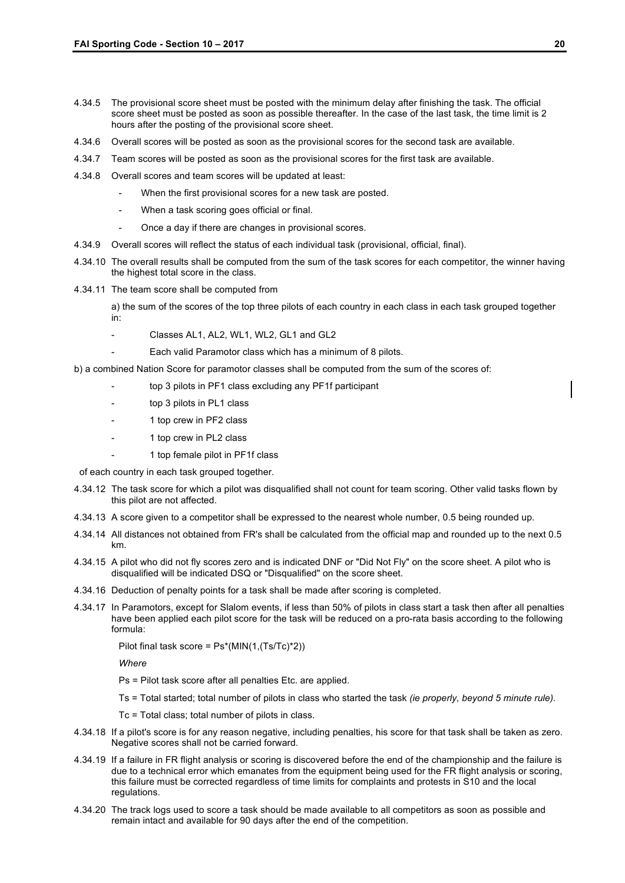4.34.5 The provisional score sheet must be posted with the minimum delay after finishing the task. The official score sheet must be posted as soon as possible thereafter. In the case of the last task, the time limit is 2 hours after the posting of the provisional score sheet.

4.34.6 Overall scores will be posted as soon as the provisional scores for the second task are available.

4.34.7 Team scores will be posted as soon as the provisional scores for the first task are available.

4.34.8 Overall scores and team scores will be updated at least:

- When the first provisional scores for a new task are posted.
- When a task scoring goes official or final.
- Once a day if there are changes in provisional scores.

4.34.9 Overall scores will reflect the status of each individual task (provisional, official, final).

4.34.10 The overall results shall be computed from the sum of the task scores for each competitor, the winner having the highest total score in the class.

4.34.11 The team score shall be computed from

a) the sum of the scores of the top three pilots of each country in each class in each task grouped together in:

- Classes AL1, AL2, WL1, WL2, GL1 and GL2
- Each valid Paramotor class which has a minimum of 8 pilots.

b) a combined Nation Score for paramotor classes shall be computed from the sum of the scores of:

- top 3 pilots in PF1 class excluding any PF1f participant
- top 3 pilots in PL1 class
- 1 top crew in PF2 class
- 1 top crew in PL2 class
- 1 top female pilot in PF1f class

of each country in each task grouped together.

4.34.12 The task score for which a pilot was disqualified shall not count for team scoring. Other valid tasks flown by this pilot are not affected.

4.34.13 A score given to a competitor shall be expressed to the nearest whole number, 0.5 being rounded up.

4.34.14 All distances not obtained from FR's shall be calculated from the official map and rounded up to the next 0.5 km.

4.34.15 A pilot who did not fly scores zero and is indicated DNF or "Did Not Fly" on the score sheet. A pilot who is disqualified will be indicated DSQ or "Disqualified" on the score sheet.

4.34.16 Deduction of penalty points for a task shall be made after scoring is completed.

4.34.17 In Paramotors, except for Slalom events, if less than 50% of pilots in class start a task then after all penalties have been applied each pilot score for the task will be reduced on a pro-rata basis according to the following formula:

Pilot final task score = Ps*(MIN(1,(Ts/Tc)*2))

*Where*

Ps = Pilot task score after all penalties Etc. are applied.

Ts = Total started; total number of pilots in class who started the task *(ie properly, beyond 5 minute rule).*

Tc = Total class; total number of pilots in class.

4.34.18 If a pilot's score is for any reason negative, including penalties, his score for that task shall be taken as zero. Negative scores shall not be carried forward.

4.34.19 If a failure in FR flight analysis or scoring is discovered before the end of the championship and the failure is due to a technical error which emanates from the equipment being used for the FR flight analysis or scoring, this failure must be corrected regardless of time limits for complaints and protests in S10 and the local regulations.

4.34.20 The track logs used to score a task should be made available to all competitors as soon as possible and remain intact and available for 90 days after the end of the competition.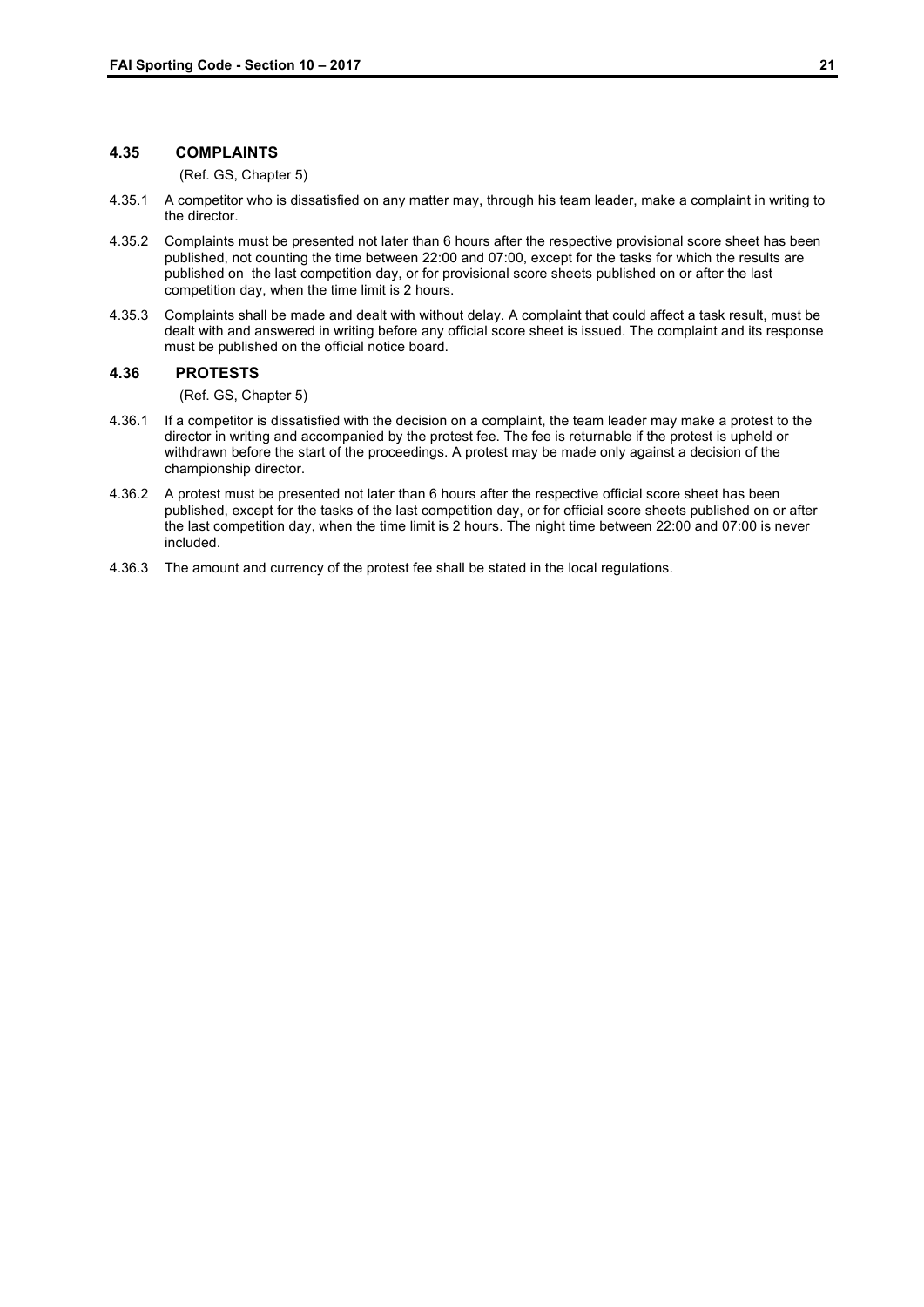### 4.35 COMPLAINTS

(Ref. GS, Chapter 5)

4.35.1 A competitor who is dissatisfied on any matter may, through his team leader, make a complaint in writing to the director.

4.35.2 Complaints must be presented not later than 6 hours after the respective provisional score sheet has been published, not counting the time between 22:00 and 07:00, except for the tasks for which the results are published on the last competition day, or for provisional score sheets published on or after the last competition day, when the time limit is 2 hours.

4.35.3 Complaints shall be made and dealt with without delay. A complaint that could affect a task result, must be dealt with and answered in writing before any official score sheet is issued. The complaint and its response must be published on the official notice board.

### 4.36 PROTESTS

(Ref. GS, Chapter 5)

4.36.1 If a competitor is dissatisfied with the decision on a complaint, the team leader may make a protest to the director in writing and accompanied by the protest fee. The fee is returnable if the protest is upheld or withdrawn before the start of the proceedings. A protest may be made only against a decision of the championship director.

4.36.2 A protest must be presented not later than 6 hours after the respective official score sheet has been published, except for the tasks of the last competition day, or for official score sheets published on or after the last competition day, when the time limit is 2 hours. The night time between 22:00 and 07:00 is never included.

4.36.3 The amount and currency of the protest fee shall be stated in the local regulations.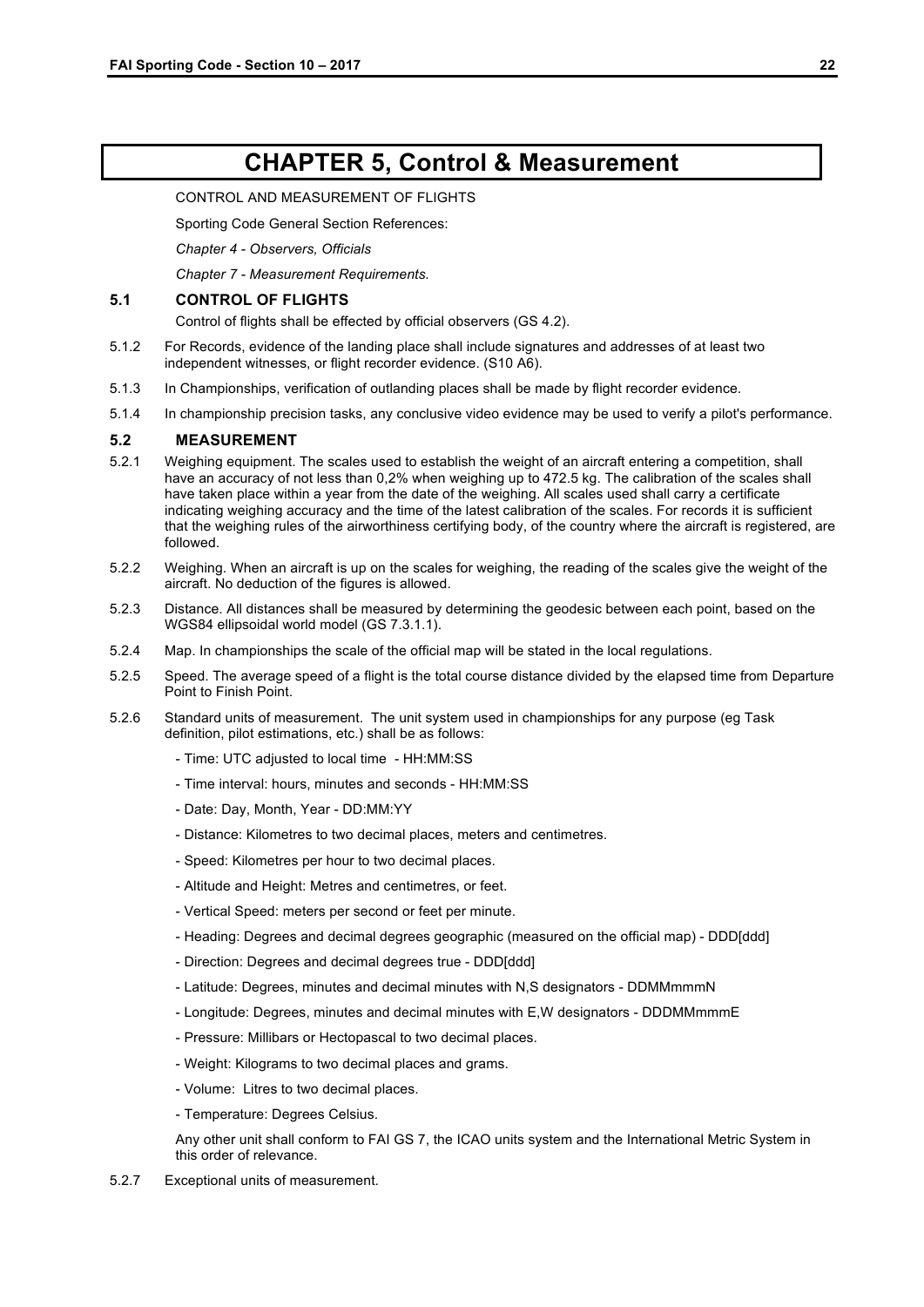# CHAPTER 5, Control & Measurement

CONTROL AND MEASUREMENT OF FLIGHTS

Sporting Code General Section References:

*Chapter 4 - Observers, Officials*

*Chapter 7 - Measurement Requirements.*

## 5.1 CONTROL OF FLIGHTS

Control of flights shall be effected by official observers (GS 4.2).

5.1.2 For Records, evidence of the landing place shall include signatures and addresses of at least two independent witnesses, or flight recorder evidence. (S10 A6).

5.1.3 In Championships, verification of outlanding places shall be made by flight recorder evidence.

5.1.4 In championship precision tasks, any conclusive video evidence may be used to verify a pilot's performance.

## 5.2 MEASUREMENT

5.2.1 Weighing equipment. The scales used to establish the weight of an aircraft entering a competition, shall have an accuracy of not less than 0,2% when weighing up to 472.5 kg. The calibration of the scales shall have taken place within a year from the date of the weighing. All scales used shall carry a certificate indicating weighing accuracy and the time of the latest calibration of the scales. For records it is sufficient that the weighing rules of the airworthiness certifying body, of the country where the aircraft is registered, are followed.

5.2.2 Weighing. When an aircraft is up on the scales for weighing, the reading of the scales give the weight of the aircraft. No deduction of the figures is allowed.

5.2.3 Distance. All distances shall be measured by determining the geodesic between each point, based on the WGS84 ellipsoidal world model (GS 7.3.1.1).

5.2.4 Map. In championships the scale of the official map will be stated in the local regulations.

5.2.5 Speed. The average speed of a flight is the total course distance divided by the elapsed time from Departure Point to Finish Point.

5.2.6 Standard units of measurement. The unit system used in championships for any purpose (eg Task definition, pilot estimations, etc.) shall be as follows:

- Time: UTC adjusted to local time - HH:MM:SS
- Time interval: hours, minutes and seconds - HH:MM:SS
- Date: Day, Month, Year - DD:MM:YY
- Distance: Kilometres to two decimal places, meters and centimetres.
- Speed: Kilometres per hour to two decimal places.
- Altitude and Height: Metres and centimetres, or feet.
- Vertical Speed: meters per second or feet per minute.
- Heading: Degrees and decimal degrees geographic (measured on the official map) - DDD[ddd]
- Direction: Degrees and decimal degrees true - DDD[ddd]
- Latitude: Degrees, minutes and decimal minutes with N,S designators - DDMMmmmN
- Longitude: Degrees, minutes and decimal minutes with E,W designators - DDDMMmmmE
- Pressure: Millibars or Hectopascal to two decimal places.
- Weight: Kilograms to two decimal places and grams.
- Volume: Litres to two decimal places.
- Temperature: Degrees Celsius.

Any other unit shall conform to FAI GS 7, the ICAO units system and the International Metric System in this order of relevance.

5.2.7 Exceptional units of measurement.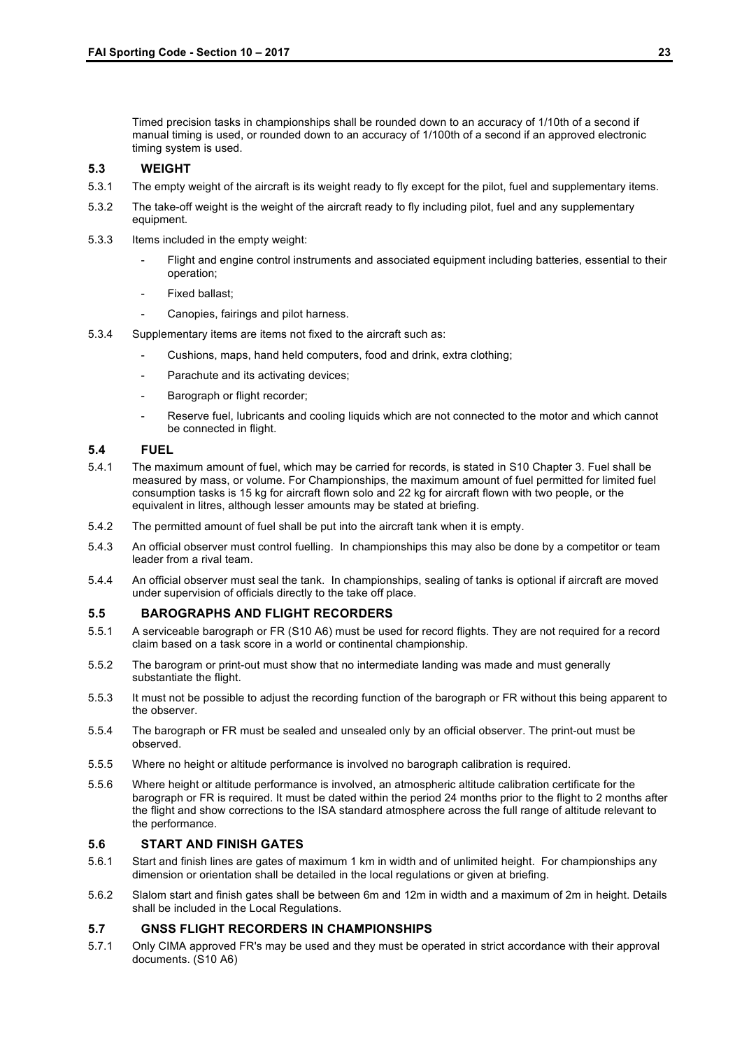Timed precision tasks in championships shall be rounded down to an accuracy of 1/10th of a second if manual timing is used, or rounded down to an accuracy of 1/100th of a second if an approved electronic timing system is used.

## 5.3 WEIGHT

5.3.1 The empty weight of the aircraft is its weight ready to fly except for the pilot, fuel and supplementary items.

5.3.2 The take-off weight is the weight of the aircraft ready to fly including pilot, fuel and any supplementary equipment.

5.3.3 Items included in the empty weight:

- Flight and engine control instruments and associated equipment including batteries, essential to their operation;
- Fixed ballast;
- Canopies, fairings and pilot harness.

5.3.4 Supplementary items are items not fixed to the aircraft such as:

- Cushions, maps, hand held computers, food and drink, extra clothing;
- Parachute and its activating devices;
- Barograph or flight recorder;
- Reserve fuel, lubricants and cooling liquids which are not connected to the motor and which cannot be connected in flight.

## 5.4 FUEL

5.4.1 The maximum amount of fuel, which may be carried for records, is stated in S10 Chapter 3. Fuel shall be measured by mass, or volume. For Championships, the maximum amount of fuel permitted for limited fuel consumption tasks is 15 kg for aircraft flown solo and 22 kg for aircraft flown with two people, or the equivalent in litres, although lesser amounts may be stated at briefing.

5.4.2 The permitted amount of fuel shall be put into the aircraft tank when it is empty.

5.4.3 An official observer must control fuelling. In championships this may also be done by a competitor or team leader from a rival team.

5.4.4 An official observer must seal the tank. In championships, sealing of tanks is optional if aircraft are moved under supervision of officials directly to the take off place.

## 5.5 BAROGRAPHS AND FLIGHT RECORDERS

5.5.1 A serviceable barograph or FR (S10 A6) must be used for record flights. They are not required for a record claim based on a task score in a world or continental championship.

5.5.2 The barogram or print-out must show that no intermediate landing was made and must generally substantiate the flight.

5.5.3 It must not be possible to adjust the recording function of the barograph or FR without this being apparent to the observer.

5.5.4 The barograph or FR must be sealed and unsealed only by an official observer. The print-out must be observed.

5.5.5 Where no height or altitude performance is involved no barograph calibration is required.

5.5.6 Where height or altitude performance is involved, an atmospheric altitude calibration certificate for the barograph or FR is required. It must be dated within the period 24 months prior to the flight to 2 months after the flight and show corrections to the ISA standard atmosphere across the full range of altitude relevant to the performance.

## 5.6 START AND FINISH GATES

5.6.1 Start and finish lines are gates of maximum 1 km in width and of unlimited height. For championships any dimension or orientation shall be detailed in the local regulations or given at briefing.

5.6.2 Slalom start and finish gates shall be between 6m and 12m in width and a maximum of 2m in height. Details shall be included in the Local Regulations.

## 5.7 GNSS FLIGHT RECORDERS IN CHAMPIONSHIPS

5.7.1 Only CIMA approved FR's may be used and they must be operated in strict accordance with their approval documents. (S10 A6)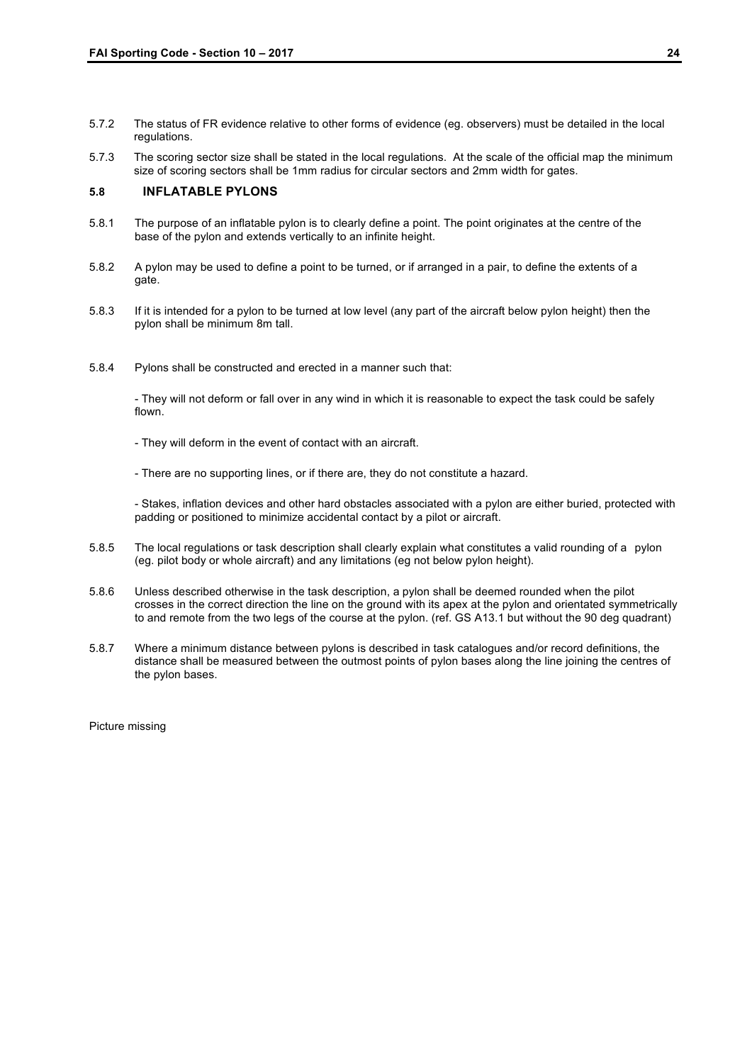5.7.2 The status of FR evidence relative to other forms of evidence (eg. observers) must be detailed in the local regulations.

5.7.3 The scoring sector size shall be stated in the local regulations. At the scale of the official map the minimum size of scoring sectors shall be 1mm radius for circular sectors and 2mm width for gates.

## 5.8 INFLATABLE PYLONS

5.8.1 The purpose of an inflatable pylon is to clearly define a point. The point originates at the centre of the base of the pylon and extends vertically to an infinite height.

5.8.2 A pylon may be used to define a point to be turned, or if arranged in a pair, to define the extents of a gate.

5.8.3 If it is intended for a pylon to be turned at low level (any part of the aircraft below pylon height) then the pylon shall be minimum 8m tall.

5.8.4 Pylons shall be constructed and erected in a manner such that:

- They will not deform or fall over in any wind in which it is reasonable to expect the task could be safely flown.

- They will deform in the event of contact with an aircraft.

- There are no supporting lines, or if there are, they do not constitute a hazard.

- Stakes, inflation devices and other hard obstacles associated with a pylon are either buried, protected with padding or positioned to minimize accidental contact by a pilot or aircraft.

5.8.5 The local regulations or task description shall clearly explain what constitutes a valid rounding of a pylon (eg. pilot body or whole aircraft) and any limitations (eg not below pylon height).

5.8.6 Unless described otherwise in the task description, a pylon shall be deemed rounded when the pilot crosses in the correct direction the line on the ground with its apex at the pylon and orientated symmetrically to and remote from the two legs of the course at the pylon. (ref. GS A13.1 but without the 90 deg quadrant)

5.8.7 Where a minimum distance between pylons is described in task catalogues and/or record definitions, the distance shall be measured between the outmost points of pylon bases along the line joining the centres of the pylon bases.

Picture missing